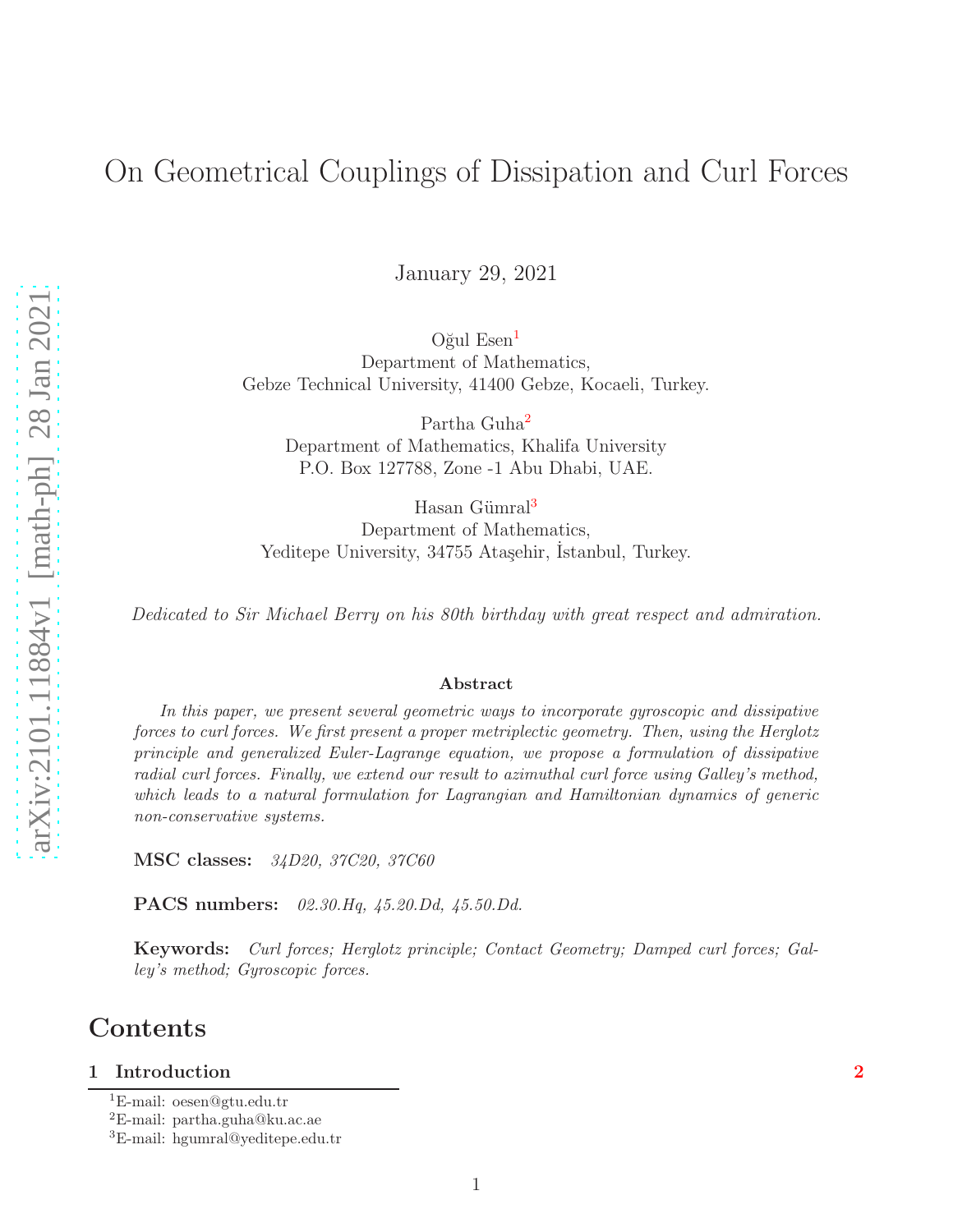# On Geometrical Couplings of Dissipation and Curl Forces

January 29, 2021

Oğul Esen[1]
Department of Mathematics,
Gebze Technical University, 41400 Gebze, Kocaeli, Turkey.

Partha Guha[2]
Department of Mathematics, Khalifa University
P.O. Box 127788, Zone -1 Abu Dhabi, UAE.

Hasan Gümral[3]
Department of Mathematics,
Yeditepe University, 34755 Ataşehir, İstanbul, Turkey.

*Dedicated to Sir Michael Berry on his 80th birthday with great respect and admiration.*

**Abstract**

*In this paper, we present several geometric ways to incorporate gyroscopic and dissipative forces to curl forces. We first present a proper metriplectic geometry. Then, using the Herglotz principle and generalized Euler-Lagrange equation, we propose a formulation of dissipative radial curl forces. Finally, we extend our result to azimuthal curl force using Galley's method, which leads to a natural formulation for Lagrangian and Hamiltonian dynamics of generic non-conservative systems.*

**MSC classes:** *34D20, 37C20, 37C60*

**PACS numbers:** *02.30.Hq, 45.20.Dd, 45.50.Dd.*

**Keywords:** *Curl forces; Herglotz principle; Contact Geometry; Damped curl forces; Galley's method; Gyroscopic forces.*

## Contents

**1 Introduction** **2**

[1] E-mail: oesen@gtu.edu.tr
[2] E-mail: partha.guha@ku.ac.ae
[3] E-mail: hgumral@yeditepe.edu.tr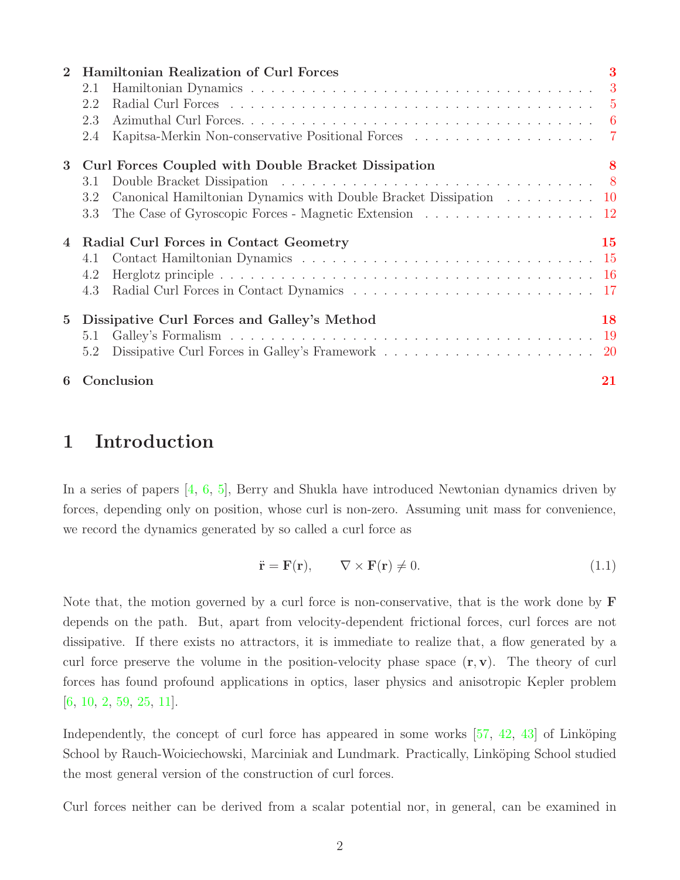| | | |
|---|---|---|
| **2** | **Hamiltonian Realization of Curl Forces** | **3** |
| 2.1 | Hamiltonian Dynamics | 3 |
| 2.2 | Radial Curl Forces | 5 |
| 2.3 | Azimuthal Curl Forces. | 6 |
| 2.4 | Kapitsa-Merkin Non-conservative Positional Forces | 7 |
| **3** | **Curl Forces Coupled with Double Bracket Dissipation** | **8** |
| 3.1 | Double Bracket Dissipation | 8 |
| 3.2 | Canonical Hamiltonian Dynamics with Double Bracket Dissipation | 10 |
| 3.3 | The Case of Gyroscopic Forces - Magnetic Extension | 12 |
| **4** | **Radial Curl Forces in Contact Geometry** | **15** |
| 4.1 | Contact Hamiltonian Dynamics | 15 |
| 4.2 | Herglotz principle | 16 |
| 4.3 | Radial Curl Forces in Contact Dynamics | 17 |
| **5** | **Dissipative Curl Forces and Galley's Method** | **18** |
| 5.1 | Galley's Formalism | 19 |
| 5.2 | Dissipative Curl Forces in Galley's Framework | 20 |
| **6** | **Conclusion** | **21** |

# 1 Introduction

In a series of papers [4, 6, 5], Berry and Shukla have introduced Newtonian dynamics driven by forces, depending only on position, whose curl is non-zero. Assuming unit mass for convenience, we record the dynamics generated by so called a curl force as

$$\ddot{\mathbf{r}} = \mathbf{F}(\mathbf{r}), \qquad \nabla \times \mathbf{F}(\mathbf{r}) \neq 0. \tag{1.1}$$

Note that, the motion governed by a curl force is non-conservative, that is the work done by $\mathbf{F}$ depends on the path. But, apart from velocity-dependent frictional forces, curl forces are not dissipative. If there exists no attractors, it is immediate to realize that, a flow generated by a curl force preserve the volume in the position-velocity phase space $(\mathbf{r}, \mathbf{v})$. The theory of curl forces has found profound applications in optics, laser physics and anisotropic Kepler problem [6, 10, 2, 59, 25, 11].

Independently, the concept of curl force has appeared in some works [57, 42, 43] of Linköping School by Rauch-Woiciechowski, Marciniak and Lundmark. Practically, Linköping School studied the most general version of the construction of curl forces.

Curl forces neither can be derived from a scalar potential nor, in general, can be examined in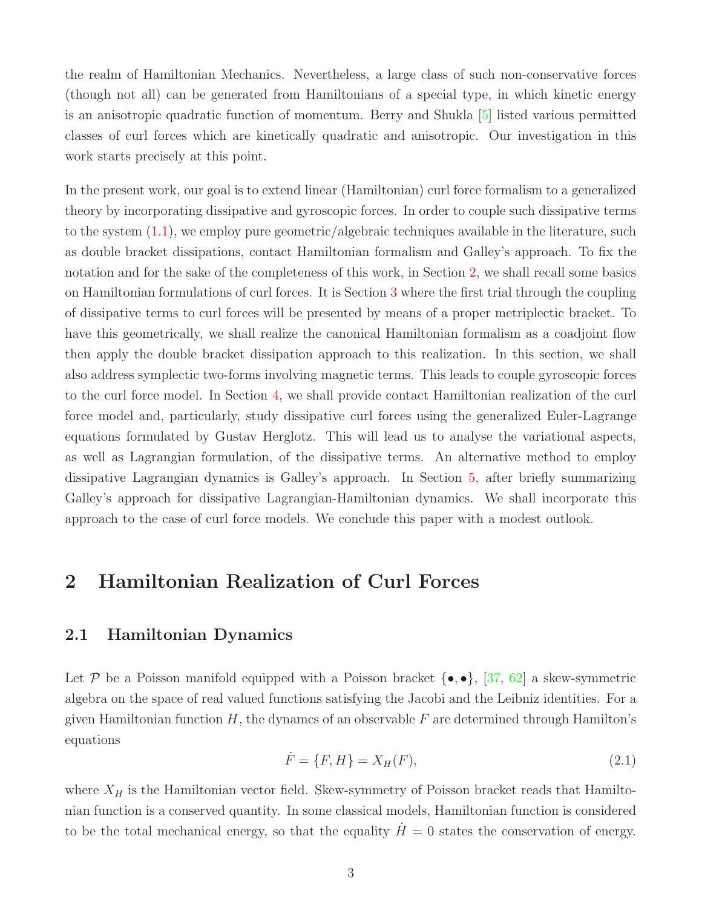the realm of Hamiltonian Mechanics. Nevertheless, a large class of such non-conservative forces (though not all) can be generated from Hamiltonians of a special type, in which kinetic energy is an anisotropic quadratic function of momentum. Berry and Shukla [5] listed various permitted classes of curl forces which are kinetically quadratic and anisotropic. Our investigation in this work starts precisely at this point.

In the present work, our goal is to extend linear (Hamiltonian) curl force formalism to a generalized theory by incorporating dissipative and gyroscopic forces. In order to couple such dissipative terms to the system (1.1), we employ pure geometric/algebraic techniques available in the literature, such as double bracket dissipations, contact Hamiltonian formalism and Galley's approach. To fix the notation and for the sake of the completeness of this work, in Section 2, we shall recall some basics on Hamiltonian formulations of curl forces. It is Section 3 where the first trial through the coupling of dissipative terms to curl forces will be presented by means of a proper metriplectic bracket. To have this geometrically, we shall realize the canonical Hamiltonian formalism as a coadjoint flow then apply the double bracket dissipation approach to this realization. In this section, we shall also address symplectic two-forms involving magnetic terms. This leads to couple gyroscopic forces to the curl force model. In Section 4, we shall provide contact Hamiltonian realization of the curl force model and, particularly, study dissipative curl forces using the generalized Euler-Lagrange equations formulated by Gustav Herglotz. This will lead us to analyse the variational aspects, as well as Lagrangian formulation, of the dissipative terms. An alternative method to employ dissipative Lagrangian dynamics is Galley's approach. In Section 5, after briefly summarizing Galley's approach for dissipative Lagrangian-Hamiltonian dynamics. We shall incorporate this approach to the case of curl force models. We conclude this paper with a modest outlook.

# 2 Hamiltonian Realization of Curl Forces

## 2.1 Hamiltonian Dynamics

Let $\mathcal{P}$ be a Poisson manifold equipped with a Poisson bracket $\{\bullet,\bullet\}$, [37, 62] a skew-symmetric algebra on the space of real valued functions satisfying the Jacobi and the Leibniz identities. For a given Hamiltonian function $H$, the dynamcs of an observable $F$ are determined through Hamilton's equations

$$
\dot{F} = \{F, H\} = X_H(F), \tag{2.1}
$$

where $X_H$ is the Hamiltonian vector field. Skew-symmetry of Poisson bracket reads that Hamiltonian function is a conserved quantity. In some classical models, Hamiltonian function is considered to be the total mechanical energy, so that the equality $\dot{H} = 0$ states the conservation of energy.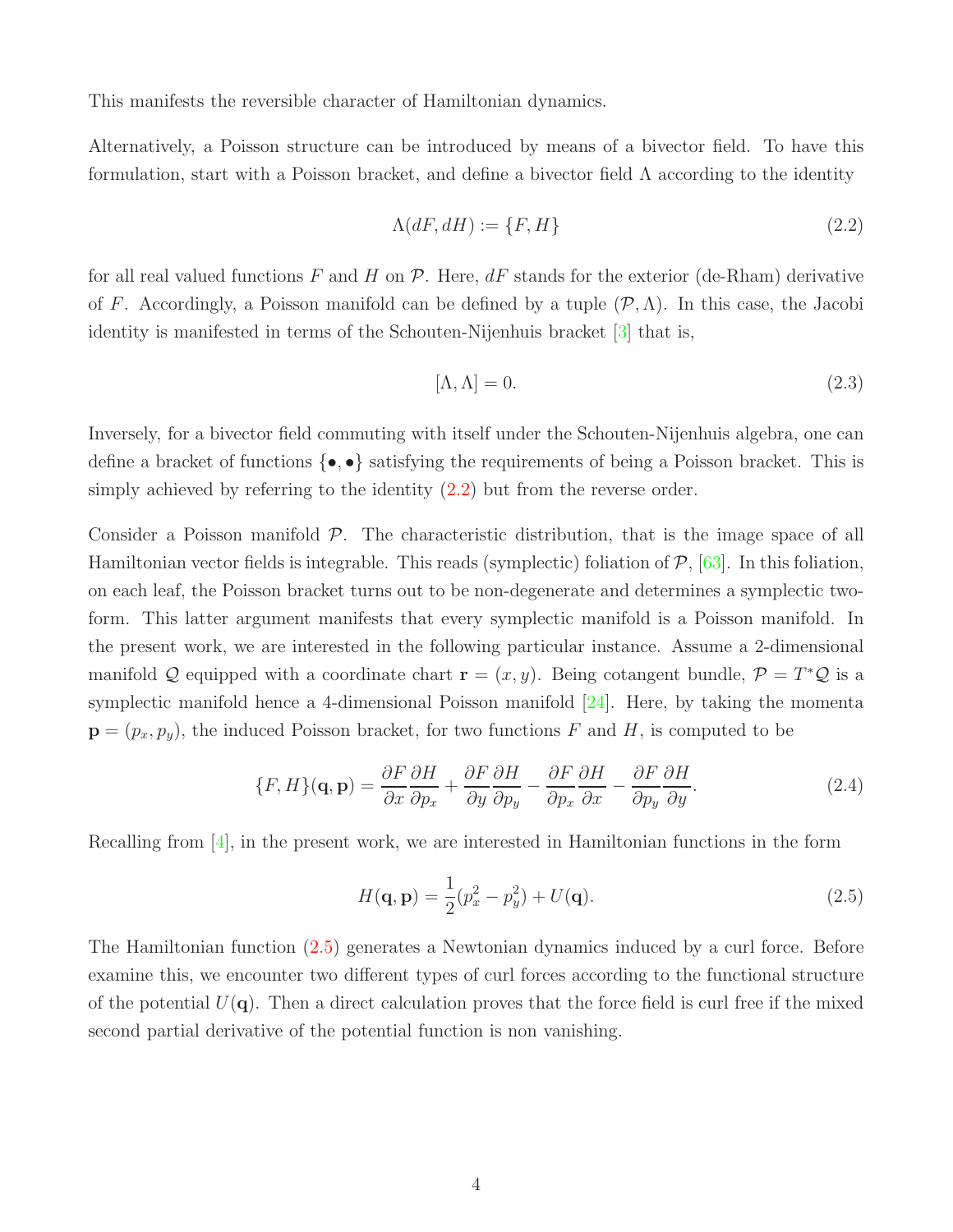This manifests the reversible character of Hamiltonian dynamics.

Alternatively, a Poisson structure can be introduced by means of a bivector field. To have this formulation, start with a Poisson bracket, and define a bivector field $\Lambda$ according to the identity

$$
\Lambda(dF, dH) := \{F, H\} \tag{2.2}
$$

for all real valued functions $F$ and $H$ on $\mathcal{P}$. Here, $dF$ stands for the exterior (de-Rham) derivative of $F$. Accordingly, a Poisson manifold can be defined by a tuple $(\mathcal{P}, \Lambda)$. In this case, the Jacobi identity is manifested in terms of the Schouten-Nijenhuis bracket [3] that is,

$$
[\Lambda, \Lambda] = 0. \tag{2.3}
$$

Inversely, for a bivector field commuting with itself under the Schouten-Nijenhuis algebra, one can define a bracket of functions $\{\bullet, \bullet\}$ satisfying the requirements of being a Poisson bracket. This is simply achieved by referring to the identity (2.2) but from the reverse order.

Consider a Poisson manifold $\mathcal{P}$. The characteristic distribution, that is the image space of all Hamiltonian vector fields is integrable. This reads (symplectic) foliation of $\mathcal{P}$, [63]. In this foliation, on each leaf, the Poisson bracket turns out to be non-degenerate and determines a symplectic two-form. This latter argument manifests that every symplectic manifold is a Poisson manifold. In the present work, we are interested in the following particular instance. Assume a 2-dimensional manifold $\mathcal{Q}$ equipped with a coordinate chart $\mathbf{r} = (x, y)$. Being cotangent bundle, $\mathcal{P} = T^*\mathcal{Q}$ is a symplectic manifold hence a 4-dimensional Poisson manifold [24]. Here, by taking the momenta $\mathbf{p} = (p_x, p_y)$, the induced Poisson bracket, for two functions $F$ and $H$, is computed to be

$$
\{F, H\}(\mathbf{q}, \mathbf{p}) = \frac{\partial F}{\partial x}\frac{\partial H}{\partial p_x} + \frac{\partial F}{\partial y}\frac{\partial H}{\partial p_y} - \frac{\partial F}{\partial p_x}\frac{\partial H}{\partial x} - \frac{\partial F}{\partial p_y}\frac{\partial H}{\partial y}. \tag{2.4}
$$

Recalling from [4], in the present work, we are interested in Hamiltonian functions in the form

$$
H(\mathbf{q}, \mathbf{p}) = \frac{1}{2}(p_x^2 - p_y^2) + U(\mathbf{q}). \tag{2.5}
$$

The Hamiltonian function (2.5) generates a Newtonian dynamics induced by a curl force. Before examine this, we encounter two different types of curl forces according to the functional structure of the potential $U(\mathbf{q})$. Then a direct calculation proves that the force field is curl free if the mixed second partial derivative of the potential function is non vanishing.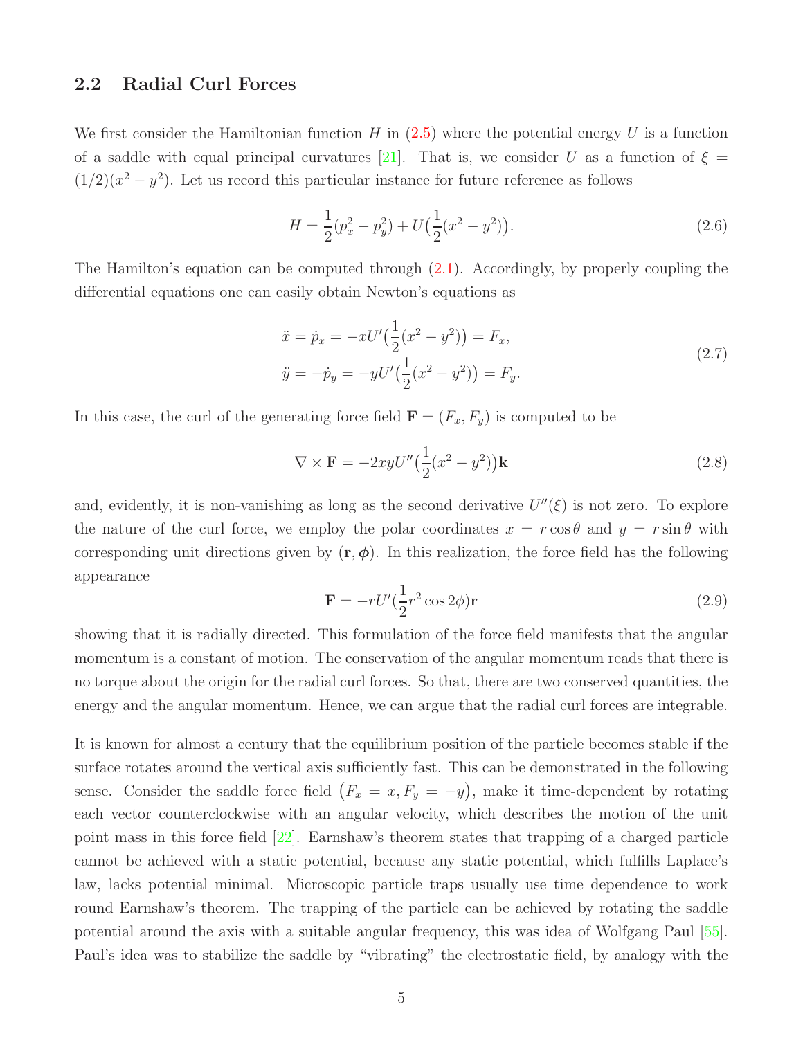## 2.2 Radial Curl Forces

We first consider the Hamiltonian function $H$ in (2.5) where the potential energy $U$ is a function of a saddle with equal principal curvatures [21]. That is, we consider $U$ as a function of $\xi = (1/2)(x^2 - y^2)$. Let us record this particular instance for future reference as follows

$$H = \frac{1}{2}(p_x^2 - p_y^2) + U\big(\frac{1}{2}(x^2 - y^2)\big). \tag{2.6}$$

The Hamilton's equation can be computed through (2.1). Accordingly, by properly coupling the differential equations one can easily obtain Newton's equations as

$$\begin{aligned} \ddot{x} &= \dot{p}_x = -xU'\big(\frac{1}{2}(x^2 - y^2)\big) = F_x, \\ \ddot{y} &= -\dot{p}_y = -yU'\big(\frac{1}{2}(x^2 - y^2)\big) = F_y. \end{aligned} \tag{2.7}$$

In this case, the curl of the generating force field $\mathbf{F} = (F_x, F_y)$ is computed to be

$$\nabla \times \mathbf{F} = -2xyU''\big(\frac{1}{2}(x^2 - y^2)\big)\mathbf{k} \tag{2.8}$$

and, evidently, it is non-vanishing as long as the second derivative $U''(\xi)$ is not zero. To explore the nature of the curl force, we employ the polar coordinates $x = r\cos\theta$ and $y = r\sin\theta$ with corresponding unit directions given by $(\mathbf{r}, \boldsymbol{\phi})$. In this realization, the force field has the following appearance

$$\mathbf{F} = -rU'(\frac{1}{2}r^2\cos 2\phi)\mathbf{r} \tag{2.9}$$

showing that it is radially directed. This formulation of the force field manifests that the angular momentum is a constant of motion. The conservation of the angular momentum reads that there is no torque about the origin for the radial curl forces. So that, there are two conserved quantities, the energy and the angular momentum. Hence, we can argue that the radial curl forces are integrable.

It is known for almost a century that the equilibrium position of the particle becomes stable if the surface rotates around the vertical axis sufficiently fast. This can be demonstrated in the following sense. Consider the saddle force field $\big(F_x = x, F_y = -y\big)$, make it time-dependent by rotating each vector counterclockwise with an angular velocity, which describes the motion of the unit point mass in this force field [22]. Earnshaw's theorem states that trapping of a charged particle cannot be achieved with a static potential, because any static potential, which fulfills Laplace's law, lacks potential minimal. Microscopic particle traps usually use time dependence to work round Earnshaw's theorem. The trapping of the particle can be achieved by rotating the saddle potential around the axis with a suitable angular frequency, this was idea of Wolfgang Paul [55]. Paul's idea was to stabilize the saddle by "vibrating" the electrostatic field, by analogy with the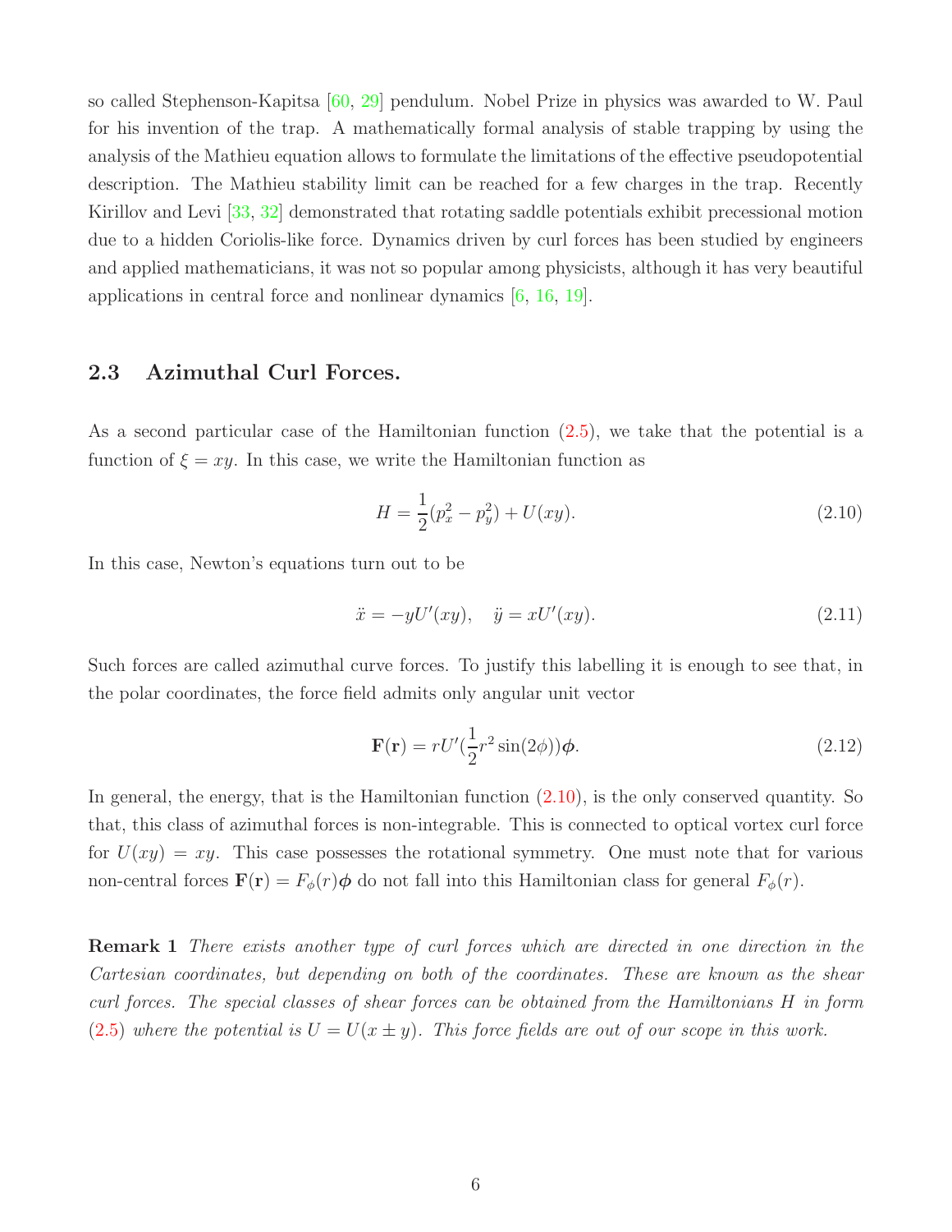so called Stephenson-Kapitsa [60, 29] pendulum. Nobel Prize in physics was awarded to W. Paul for his invention of the trap. A mathematically formal analysis of stable trapping by using the analysis of the Mathieu equation allows to formulate the limitations of the effective pseudopotential description. The Mathieu stability limit can be reached for a few charges in the trap. Recently Kirillov and Levi [33, 32] demonstrated that rotating saddle potentials exhibit precessional motion due to a hidden Coriolis-like force. Dynamics driven by curl forces has been studied by engineers and applied mathematicians, it was not so popular among physicists, although it has very beautiful applications in central force and nonlinear dynamics [6, 16, 19].

### 2.3 Azimuthal Curl Forces.

As a second particular case of the Hamiltonian function (2.5), we take that the potential is a function of $\xi = xy$. In this case, we write the Hamiltonian function as

$$H = \frac{1}{2}(p_x^2 - p_y^2) + U(xy). \tag{2.10}$$

In this case, Newton's equations turn out to be

$$\ddot{x} = -yU'(xy), \quad \ddot{y} = xU'(xy). \tag{2.11}$$

Such forces are called azimuthal curve forces. To justify this labelling it is enough to see that, in the polar coordinates, the force field admits only angular unit vector

$$\mathbf{F}(\mathbf{r}) = rU'(\frac{1}{2}r^2\sin(2\phi))\boldsymbol{\phi}. \tag{2.12}$$

In general, the energy, that is the Hamiltonian function (2.10), is the only conserved quantity. So that, this class of azimuthal forces is non-integrable. This is connected to optical vortex curl force for $U(xy) = xy$. This case possesses the rotational symmetry. One must note that for various non-central forces $\mathbf{F}(\mathbf{r}) = F_\phi(r)\boldsymbol{\phi}$ do not fall into this Hamiltonian class for general $F_\phi(r)$.

**Remark 1** *There exists another type of curl forces which are directed in one direction in the Cartesian coordinates, but depending on both of the coordinates. These are known as the shear curl forces. The special classes of shear forces can be obtained from the Hamiltonians $H$ in form (2.5) where the potential is $U = U(x \pm y)$. This force fields are out of our scope in this work.*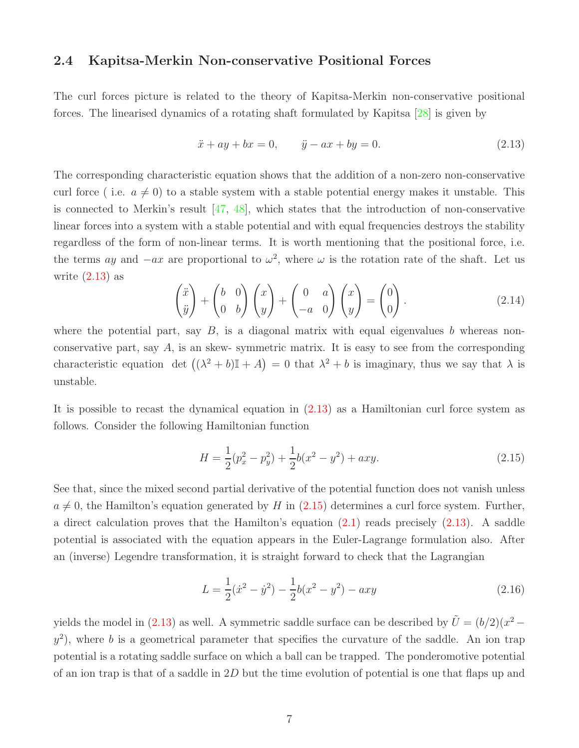### 2.4 Kapitsa-Merkin Non-conservative Positional Forces

The curl forces picture is related to the theory of Kapitsa-Merkin non-conservative positional forces. The linearised dynamics of a rotating shaft formulated by Kapitsa [28] is given by

$$\ddot{x} + ay + bx = 0, \qquad \ddot{y} - ax + by = 0. \tag{2.13}$$

The corresponding characteristic equation shows that the addition of a non-zero non-conservative curl force ( i.e. $a \neq 0$) to a stable system with a stable potential energy makes it unstable. This is connected to Merkin's result [47, 48], which states that the introduction of non-conservative linear forces into a system with a stable potential and with equal frequencies destroys the stability regardless of the form of non-linear terms. It is worth mentioning that the positional force, i.e. the terms $ay$ and $-ax$ are proportional to $\omega^2$, where $\omega$ is the rotation rate of the shaft. Let us write (2.13) as

$$\begin{pmatrix} \ddot{x} \\ \ddot{y} \end{pmatrix} + \begin{pmatrix} b & 0 \\ 0 & b \end{pmatrix} \begin{pmatrix} x \\ y \end{pmatrix} + \begin{pmatrix} 0 & a \\ -a & 0 \end{pmatrix} \begin{pmatrix} x \\ y \end{pmatrix} = \begin{pmatrix} 0 \\ 0 \end{pmatrix}. \tag{2.14}$$

where the potential part, say $B$, is a diagonal matrix with equal eigenvalues $b$ whereas non-conservative part, say $A$, is an skew- symmetric matrix. It is easy to see from the corresponding characteristic equation $\det\big((\lambda^2 + b)\mathbb{I} + A\big) = 0$ that $\lambda^2 + b$ is imaginary, thus we say that $\lambda$ is unstable.

It is possible to recast the dynamical equation in (2.13) as a Hamiltonian curl force system as follows. Consider the following Hamiltonian function

$$H = \frac{1}{2}(p_x^2 - p_y^2) + \frac{1}{2}b(x^2 - y^2) + axy. \tag{2.15}$$

See that, since the mixed second partial derivative of the potential function does not vanish unless $a \neq 0$, the Hamilton's equation generated by $H$ in (2.15) determines a curl force system. Further, a direct calculation proves that the Hamilton's equation (2.1) reads precisely (2.13). A saddle potential is associated with the equation appears in the Euler-Lagrange formulation also. After an (inverse) Legendre transformation, it is straight forward to check that the Lagrangian

$$L = \frac{1}{2}(\dot{x}^2 - \dot{y}^2) - \frac{1}{2}b(x^2 - y^2) - axy \tag{2.16}$$

yields the model in (2.13) as well. A symmetric saddle surface can be described by $\tilde{U} = (b/2)(x^2 - y^2)$, where $b$ is a geometrical parameter that specifies the curvature of the saddle. An ion trap potential is a rotating saddle surface on which a ball can be trapped. The ponderomotive potential of an ion trap is that of a saddle in $2D$ but the time evolution of potential is one that flaps up and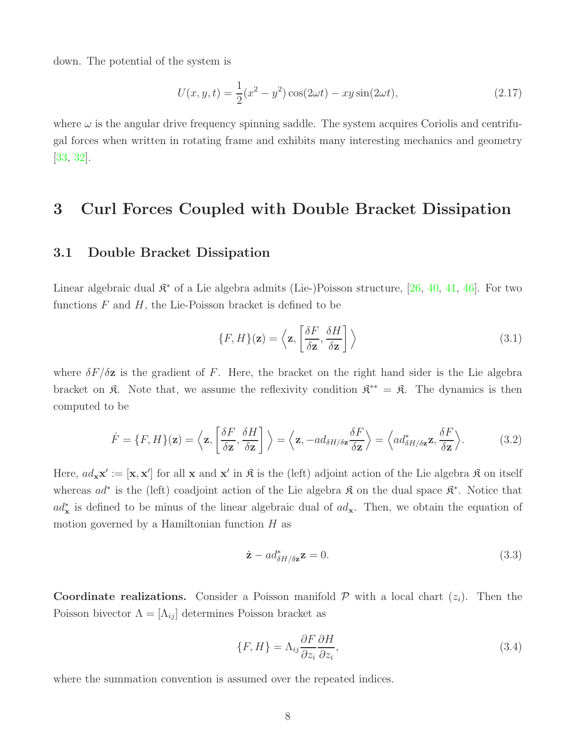down. The potential of the system is

$$U(x,y,t) = \frac{1}{2}(x^2 - y^2)\cos(2\omega t) - xy\sin(2\omega t), \tag{2.17}$$

where $\omega$ is the angular drive frequency spinning saddle. The system acquires Coriolis and centrifugal forces when written in rotating frame and exhibits many interesting mechanics and geometry [33, 32].

# 3 Curl Forces Coupled with Double Bracket Dissipation

## 3.1 Double Bracket Dissipation

Linear algebraic dual $\mathfrak{K}^*$ of a Lie algebra admits (Lie-)Poisson structure, [26, 40, 41, 46]. For two functions $F$ and $H$, the Lie-Poisson bracket is defined to be

$$\{F, H\}(\mathbf{z}) = \Big\langle \mathbf{z}, \Big[\frac{\delta F}{\delta \mathbf{z}}, \frac{\delta H}{\delta \mathbf{z}}\Big] \Big\rangle \tag{3.1}$$

where $\delta F/\delta \mathbf{z}$ is the gradient of $F$. Here, the bracket on the right hand sider is the Lie algebra bracket on $\mathfrak{K}$. Note that, we assume the reflexivity condition $\mathfrak{K}^{**} = \mathfrak{K}$. The dynamics is then computed to be

$$\dot{F} = \{F, H\}(\mathbf{z}) = \Big\langle \mathbf{z}, \Big[\frac{\delta F}{\delta \mathbf{z}}, \frac{\delta H}{\delta \mathbf{z}}\Big] \Big\rangle = \Big\langle \mathbf{z}, -ad_{\delta H/\delta \mathbf{z}}\frac{\delta F}{\delta \mathbf{z}} \Big\rangle = \Big\langle ad^*_{\delta H/\delta \mathbf{z}}\mathbf{z}, \frac{\delta F}{\delta \mathbf{z}} \Big\rangle. \tag{3.2}$$

Here, $ad_{\mathbf{x}}\mathbf{x}' := [\mathbf{x}, \mathbf{x}']$ for all $\mathbf{x}$ and $\mathbf{x}'$ in $\mathfrak{K}$ is the (left) adjoint action of the Lie algebra $\mathfrak{K}$ on itself whereas $ad^*$ is the (left) coadjoint action of the Lie algebra $\mathfrak{K}$ on the dual space $\mathfrak{K}^*$. Notice that $ad^*_{\mathbf{x}}$ is defined to be minus of the linear algebraic dual of $ad_{\mathbf{x}}$. Then, we obtain the equation of motion governed by a Hamiltonian function $H$ as

$$\dot{\mathbf{z}} - ad^*_{\delta H/\delta \mathbf{z}}\mathbf{z} = 0. \tag{3.3}$$

**Coordinate realizations.** Consider a Poisson manifold $\mathcal{P}$ with a local chart $(z_i)$. Then the Poisson bivector $\Lambda = [\Lambda_{ij}]$ determines Poisson bracket as

$$\{F, H\} = \Lambda_{ij}\frac{\partial F}{\partial z_i}\frac{\partial H}{\partial z_i}, \tag{3.4}$$

where the summation convention is assumed over the repeated indices.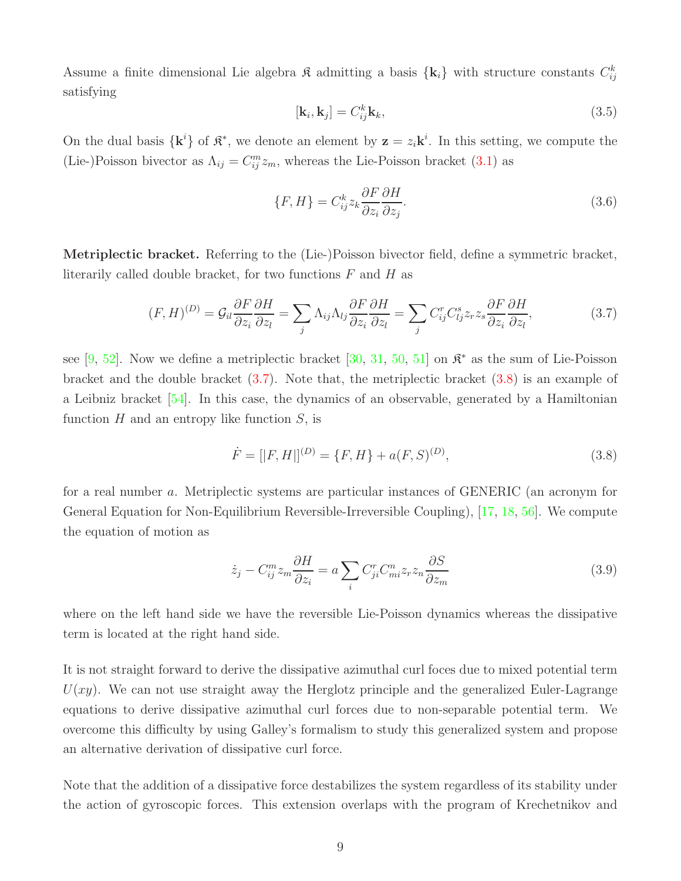Assume a finite dimensional Lie algebra $\mathfrak{K}$ admitting a basis $\{\mathbf{k}_i\}$ with structure constants $C_{ij}^k$ satisfying

$$[\mathbf{k}_i, \mathbf{k}_j] = C_{ij}^k \mathbf{k}_k, \tag{3.5}$$

On the dual basis $\{\mathbf{k}^i\}$ of $\mathfrak{K}^*$, we denote an element by $\mathbf{z} = z_i \mathbf{k}^i$. In this setting, we compute the (Lie-)Poisson bivector as $\Lambda_{ij} = C_{ij}^m z_m$, whereas the Lie-Poisson bracket (3.1) as

$$\{F, H\} = C_{ij}^k z_k \frac{\partial F}{\partial z_i} \frac{\partial H}{\partial z_j}. \tag{3.6}$$

**Metriplectic bracket.** Referring to the (Lie-)Poisson bivector field, define a symmetric bracket, literarily called double bracket, for two functions $F$ and $H$ as

$$(F, H)^{(D)} = \mathcal{G}_{il} \frac{\partial F}{\partial z_i} \frac{\partial H}{\partial z_l} = \sum_j \Lambda_{ij} \Lambda_{lj} \frac{\partial F}{\partial z_i} \frac{\partial H}{\partial z_l} = \sum_j C_{ij}^r C_{lj}^s z_r z_s \frac{\partial F}{\partial z_i} \frac{\partial H}{\partial z_l}, \tag{3.7}$$

see [9, 52]. Now we define a metriplectic bracket [30, 31, 50, 51] on $\mathfrak{K}^*$ as the sum of Lie-Poisson bracket and the double bracket (3.7). Note that, the metriplectic bracket (3.8) is an example of a Leibniz bracket [54]. In this case, the dynamics of an observable, generated by a Hamiltonian function $H$ and an entropy like function $S$, is

$$\dot{F} = [|F, H|]^{(D)} = \{F, H\} + a(F, S)^{(D)}, \tag{3.8}$$

for a real number $a$. Metriplectic systems are particular instances of GENERIC (an acronym for General Equation for Non-Equilibrium Reversible-Irreversible Coupling), [17, 18, 56]. We compute the equation of motion as

$$\dot{z}_j - C_{ij}^m z_m \frac{\partial H}{\partial z_i} = a \sum_i C_{ji}^r C_{mi}^n z_r z_n \frac{\partial S}{\partial z_m} \tag{3.9}$$

where on the left hand side we have the reversible Lie-Poisson dynamics whereas the dissipative term is located at the right hand side.

It is not straight forward to derive the dissipative azimuthal curl foces due to mixed potential term $U(xy)$. We can not use straight away the Herglotz principle and the generalized Euler-Lagrange equations to derive dissipative azimuthal curl forces due to non-separable potential term. We overcome this difficulty by using Galley's formalism to study this generalized system and propose an alternative derivation of dissipative curl force.

Note that the addition of a dissipative force destabilizes the system regardless of its stability under the action of gyroscopic forces. This extension overlaps with the program of Krechetnikov and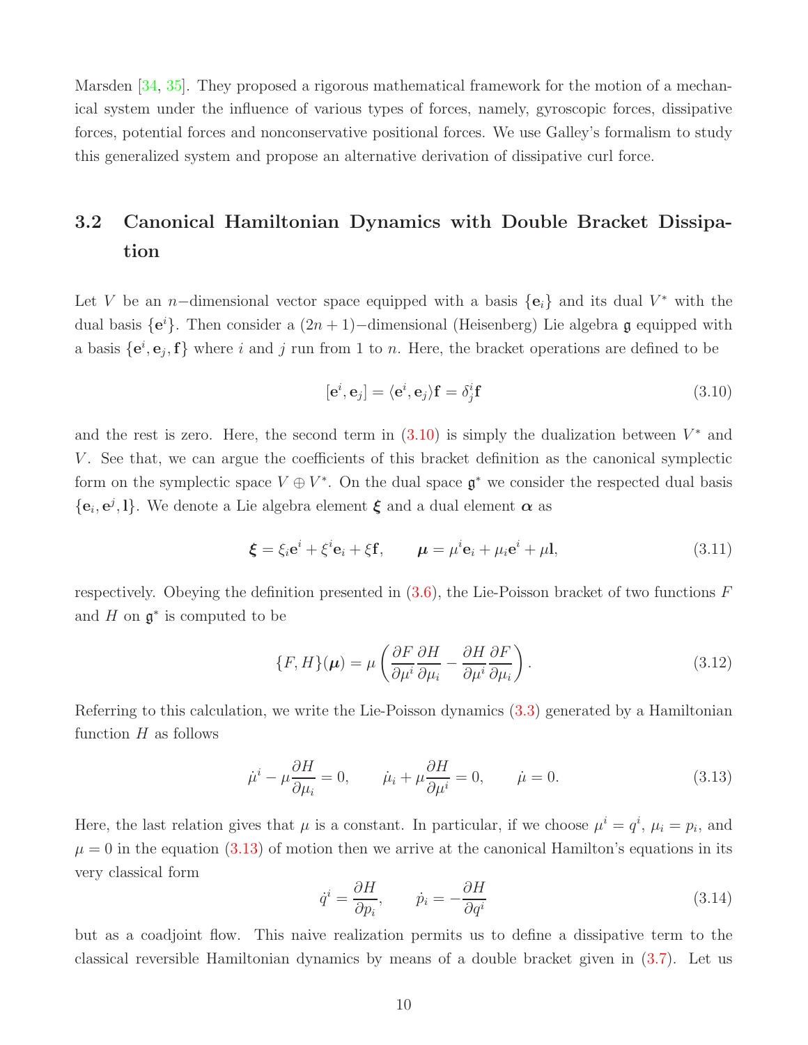Marsden [34, 35]. They proposed a rigorous mathematical framework for the motion of a mechanical system under the influence of various types of forces, namely, gyroscopic forces, dissipative forces, potential forces and nonconservative positional forces. We use Galley's formalism to study this generalized system and propose an alternative derivation of dissipative curl force.

## 3.2 Canonical Hamiltonian Dynamics with Double Bracket Dissipation

Let $V$ be an $n-$dimensional vector space equipped with a basis $\{\mathbf{e}_i\}$ and its dual $V^*$ with the dual basis $\{\mathbf{e}^i\}$. Then consider a $(2n+1)-$dimensional (Heisenberg) Lie algebra $\mathfrak{g}$ equipped with a basis $\{\mathbf{e}^i, \mathbf{e}_j, \mathbf{f}\}$ where $i$ and $j$ run from 1 to $n$. Here, the bracket operations are defined to be

$$
[\mathbf{e}^i, \mathbf{e}_j] = \langle \mathbf{e}^i, \mathbf{e}_j \rangle \mathbf{f} = \delta^i_j \mathbf{f} \tag{3.10}
$$

and the rest is zero. Here, the second term in (3.10) is simply the dualization between $V^*$ and $V$. See that, we can argue the coefficients of this bracket definition as the canonical symplectic form on the symplectic space $V \oplus V^*$. On the dual space $\mathfrak{g}^*$ we consider the respected dual basis $\{\mathbf{e}_i, \mathbf{e}^j, \mathbf{l}\}$. We denote a Lie algebra element $\boldsymbol{\xi}$ and a dual element $\boldsymbol{\alpha}$ as

$$
\boldsymbol{\xi} = \xi_i \mathbf{e}^i + \xi^i \mathbf{e}_i + \xi \mathbf{f}, \qquad \boldsymbol{\mu} = \mu^i \mathbf{e}_i + \mu_i \mathbf{e}^i + \mu \mathbf{l}, \tag{3.11}
$$

respectively. Obeying the definition presented in (3.6), the Lie-Poisson bracket of two functions $F$ and $H$ on $\mathfrak{g}^*$ is computed to be

$$
\{F, H\}(\boldsymbol{\mu}) = \mu \left( \frac{\partial F}{\partial \mu^i} \frac{\partial H}{\partial \mu_i} - \frac{\partial H}{\partial \mu^i} \frac{\partial F}{\partial \mu_i} \right). \tag{3.12}
$$

Referring to this calculation, we write the Lie-Poisson dynamics (3.3) generated by a Hamiltonian function $H$ as follows

$$
\dot{\mu}^i - \mu \frac{\partial H}{\partial \mu_i} = 0, \qquad \dot{\mu}_i + \mu \frac{\partial H}{\partial \mu^i} = 0, \qquad \dot{\mu} = 0. \tag{3.13}
$$

Here, the last relation gives that $\mu$ is a constant. In particular, if we choose $\mu^i = q^i$, $\mu_i = p_i$, and $\mu = 0$ in the equation (3.13) of motion then we arrive at the canonical Hamilton's equations in its very classical form

$$
\dot{q}^i = \frac{\partial H}{\partial p_i}, \qquad \dot{p}_i = -\frac{\partial H}{\partial q^i} \tag{3.14}
$$

but as a coadjoint flow. This naive realization permits us to define a dissipative term to the classical reversible Hamiltonian dynamics by means of a double bracket given in (3.7). Let us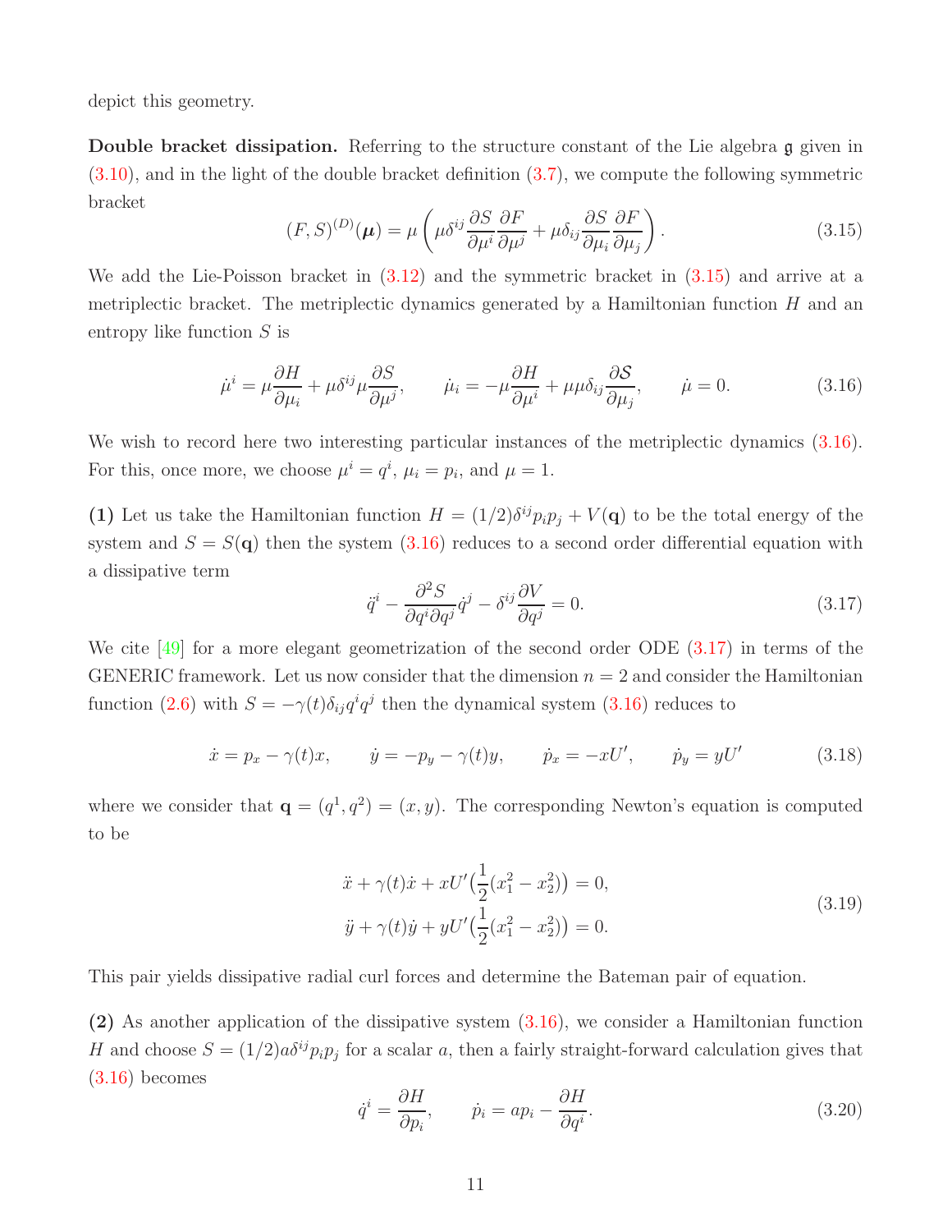depict this geometry.

**Double bracket dissipation.** Referring to the structure constant of the Lie algebra $\mathfrak{g}$ given in (3.10), and in the light of the double bracket definition (3.7), we compute the following symmetric bracket

$$
(F,S)^{(D)}(\boldsymbol{\mu}) = \mu\left(\mu\delta^{ij}\frac{\partial S}{\partial \mu^i}\frac{\partial F}{\partial \mu^j} + \mu\delta_{ij}\frac{\partial S}{\partial \mu_i}\frac{\partial F}{\partial \mu_j}\right). \tag{3.15}
$$

We add the Lie-Poisson bracket in (3.12) and the symmetric bracket in (3.15) and arrive at a metriplectic bracket. The metriplectic dynamics generated by a Hamiltonian function $H$ and an entropy like function $S$ is

$$
\dot{\mu}^i = \mu\frac{\partial H}{\partial \mu_i} + \mu\delta^{ij}\mu\frac{\partial S}{\partial \mu^j}, \qquad \dot{\mu}_i = -\mu\frac{\partial H}{\partial \mu^i} + \mu\mu\delta_{ij}\frac{\partial \mathcal{S}}{\partial \mu_j}, \qquad \dot{\mu} = 0. \tag{3.16}
$$

We wish to record here two interesting particular instances of the metriplectic dynamics (3.16). For this, once more, we choose $\mu^i = q^i$, $\mu_i = p_i$, and $\mu = 1$.

**(1)** Let us take the Hamiltonian function $H = (1/2)\delta^{ij}p_ip_j + V(\mathbf{q})$ to be the total energy of the system and $S = S(\mathbf{q})$ then the system (3.16) reduces to a second order differential equation with a dissipative term

$$
\ddot{q}^i - \frac{\partial^2 S}{\partial q^i \partial q^j}\dot{q}^j - \delta^{ij}\frac{\partial V}{\partial q^j} = 0. \tag{3.17}
$$

We cite [49] for a more elegant geometrization of the second order ODE (3.17) in terms of the GENERIC framework. Let us now consider that the dimension $n = 2$ and consider the Hamiltonian function (2.6) with $S = -\gamma(t)\delta_{ij}q^iq^j$ then the dynamical system (3.16) reduces to

$$
\dot{x} = p_x - \gamma(t)x, \qquad \dot{y} = -p_y - \gamma(t)y, \qquad \dot{p}_x = -xU', \qquad \dot{p}_y = yU' \tag{3.18}
$$

where we consider that $\mathbf{q} = (q^1, q^2) = (x, y)$. The corresponding Newton's equation is computed to be

$$
\begin{aligned}
&\ddot{x} + \gamma(t)\dot{x} + xU'\big(\frac{1}{2}(x_1^2 - x_2^2)\big) = 0, \\
&\ddot{y} + \gamma(t)\dot{y} + yU'\big(\frac{1}{2}(x_1^2 - x_2^2)\big) = 0.
\end{aligned} \tag{3.19}
$$

This pair yields dissipative radial curl forces and determine the Bateman pair of equation.

**(2)** As another application of the dissipative system (3.16), we consider a Hamiltonian function $H$ and choose $S = (1/2)a\delta^{ij}p_ip_j$ for a scalar $a$, then a fairly straight-forward calculation gives that (3.16) becomes

$$
\dot{q}^i = \frac{\partial H}{\partial p_i}, \qquad \dot{p}_i = ap_i - \frac{\partial H}{\partial q^i}. \tag{3.20}
$$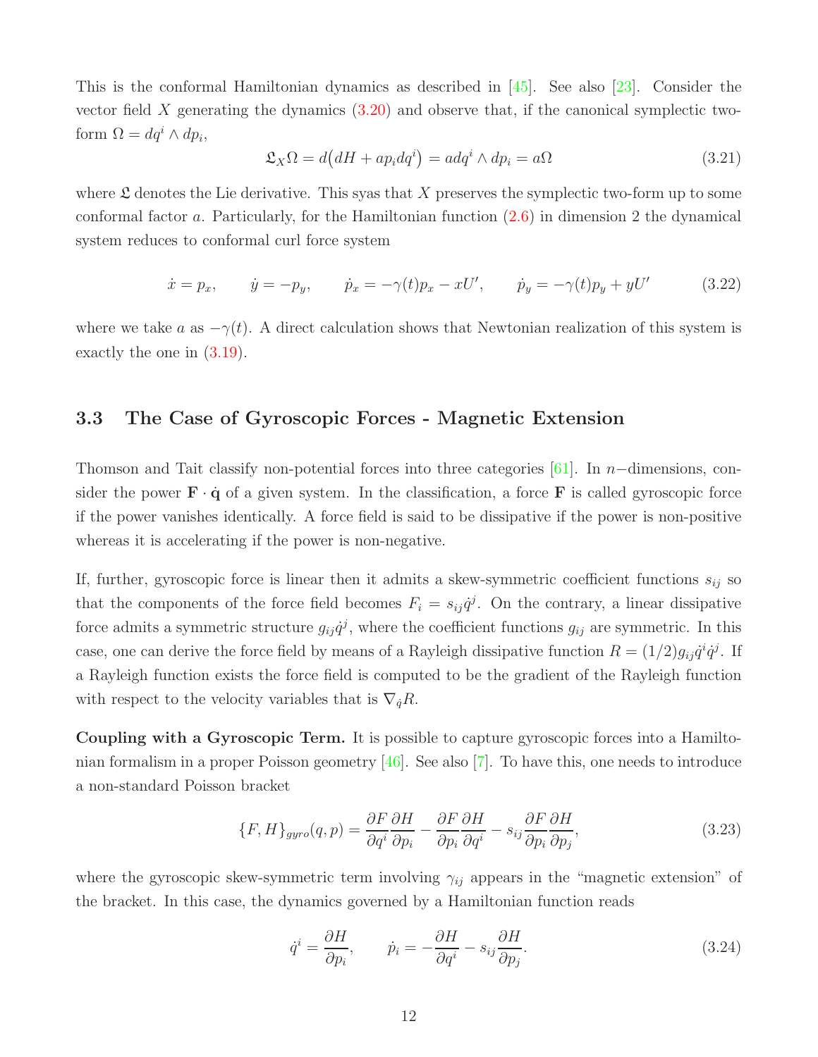This is the conformal Hamiltonian dynamics as described in [45]. See also [23]. Consider the vector field $X$ generating the dynamics (3.20) and observe that, if the canonical symplectic two-form $\Omega = dq^i \wedge dp_i$,

$$\mathfrak{L}_X \Omega = d\big(dH + ap_i dq^i\big) = a dq^i \wedge dp_i = a\Omega \tag{3.21}$$

where $\mathfrak{L}$ denotes the Lie derivative. This syas that $X$ preserves the symplectic two-form up to some conformal factor $a$. Particularly, for the Hamiltonian function (2.6) in dimension 2 the dynamical system reduces to conformal curl force system

$$\dot{x} = p_x, \qquad \dot{y} = -p_y, \qquad \dot{p}_x = -\gamma(t)p_x - xU', \qquad \dot{p}_y = -\gamma(t)p_y + yU' \tag{3.22}$$

where we take $a$ as $-\gamma(t)$. A direct calculation shows that Newtonian realization of this system is exactly the one in (3.19).

## 3.3 The Case of Gyroscopic Forces - Magnetic Extension

Thomson and Tait classify non-potential forces into three categories [61]. In $n-$dimensions, consider the power $\mathbf{F}\cdot\dot{\mathbf{q}}$ of a given system. In the classification, a force $\mathbf{F}$ is called gyroscopic force if the power vanishes identically. A force field is said to be dissipative if the power is non-positive whereas it is accelerating if the power is non-negative.

If, further, gyroscopic force is linear then it admits a skew-symmetric coefficient functions $s_{ij}$ so that the components of the force field becomes $F_i = s_{ij}\dot{q}^j$. On the contrary, a linear dissipative force admits a symmetric structure $g_{ij}\dot{q}^j$, where the coefficient functions $g_{ij}$ are symmetric. In this case, one can derive the force field by means of a Rayleigh dissipative function $R = (1/2)g_{ij}\dot{q}^i\dot{q}^j$. If a Rayleigh function exists the force field is computed to be the gradient of the Rayleigh function with respect to the velocity variables that is $\nabla_{\dot{q}}R$.

**Coupling with a Gyroscopic Term.** It is possible to capture gyroscopic forces into a Hamiltonian formalism in a proper Poisson geometry [46]. See also [7]. To have this, one needs to introduce a non-standard Poisson bracket

$$\{F,H\}_{gyro}(q,p) = \frac{\partial F}{\partial q^i}\frac{\partial H}{\partial p_i} - \frac{\partial F}{\partial p_i}\frac{\partial H}{\partial q^i} - s_{ij}\frac{\partial F}{\partial p_i}\frac{\partial H}{\partial p_j}, \tag{3.23}$$

where the gyroscopic skew-symmetric term involving $\gamma_{ij}$ appears in the "magnetic extension" of the bracket. In this case, the dynamics governed by a Hamiltonian function reads

$$\dot{q}^i = \frac{\partial H}{\partial p_i}, \qquad \dot{p}_i = -\frac{\partial H}{\partial q^i} - s_{ij}\frac{\partial H}{\partial p_j}. \tag{3.24}$$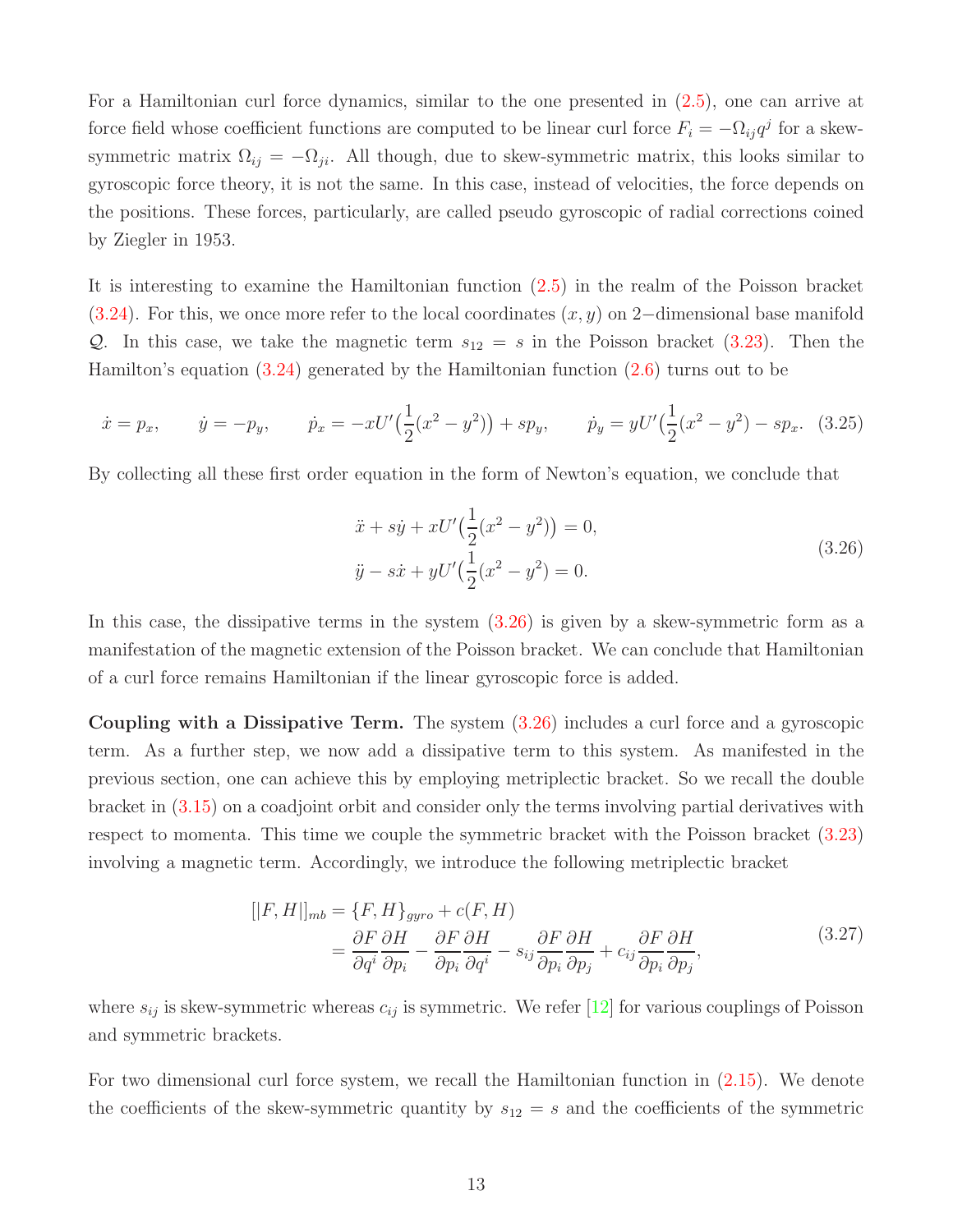For a Hamiltonian curl force dynamics, similar to the one presented in (2.5), one can arrive at force field whose coefficient functions are computed to be linear curl force $F_i = -\Omega_{ij}q^j$ for a skew-symmetric matrix $\Omega_{ij} = -\Omega_{ji}$. All though, due to skew-symmetric matrix, this looks similar to gyroscopic force theory, it is not the same. In this case, instead of velocities, the force depends on the positions. These forces, particularly, are called pseudo gyroscopic of radial corrections coined by Ziegler in 1953.

It is interesting to examine the Hamiltonian function (2.5) in the realm of the Poisson bracket (3.24). For this, we once more refer to the local coordinates $(x, y)$ on 2−dimensional base manifold $\mathcal{Q}$. In this case, we take the magnetic term $s_{12} = s$ in the Poisson bracket (3.23). Then the Hamilton's equation (3.24) generated by the Hamiltonian function (2.6) turns out to be

$$
\dot{x} = p_x, \qquad \dot{y} = -p_y, \qquad \dot{p}_x = -xU'\big(\frac{1}{2}(x^2-y^2)\big) + sp_y, \qquad \dot{p}_y = yU'\big(\frac{1}{2}(x^2-y^2)\big) - sp_x. \tag{3.25}
$$

By collecting all these first order equation in the form of Newton's equation, we conclude that

$$
\begin{aligned}
&\ddot{x} + s\dot{y} + xU'\big(\frac{1}{2}(x^2-y^2)\big) = 0, \\
&\ddot{y} - s\dot{x} + yU'\big(\frac{1}{2}(x^2-y^2\big) = 0.
\end{aligned} \tag{3.26}
$$

In this case, the dissipative terms in the system (3.26) is given by a skew-symmetric form as a manifestation of the magnetic extension of the Poisson bracket. We can conclude that Hamiltonian of a curl force remains Hamiltonian if the linear gyroscopic force is added.

**Coupling with a Dissipative Term.** The system (3.26) includes a curl force and a gyroscopic term. As a further step, we now add a dissipative term to this system. As manifested in the previous section, one can achieve this by employing metriplectic bracket. So we recall the double bracket in (3.15) on a coadjoint orbit and consider only the terms involving partial derivatives with respect to momenta. This time we couple the symmetric bracket with the Poisson bracket (3.23) involving a magnetic term. Accordingly, we introduce the following metriplectic bracket

$$
\begin{aligned}
[|F, H|]_{mb} &= \{F, H\}_{gyro} + c(F, H) \\
&= \frac{\partial F}{\partial q^i}\frac{\partial H}{\partial p_i} - \frac{\partial F}{\partial p_i}\frac{\partial H}{\partial q^i} - s_{ij}\frac{\partial F}{\partial p_i}\frac{\partial H}{\partial p_j} + c_{ij}\frac{\partial F}{\partial p_i}\frac{\partial H}{\partial p_j},
\end{aligned} \tag{3.27}
$$

where $s_{ij}$ is skew-symmetric whereas $c_{ij}$ is symmetric. We refer [12] for various couplings of Poisson and symmetric brackets.

For two dimensional curl force system, we recall the Hamiltonian function in (2.15). We denote the coefficients of the skew-symmetric quantity by $s_{12} = s$ and the coefficients of the symmetric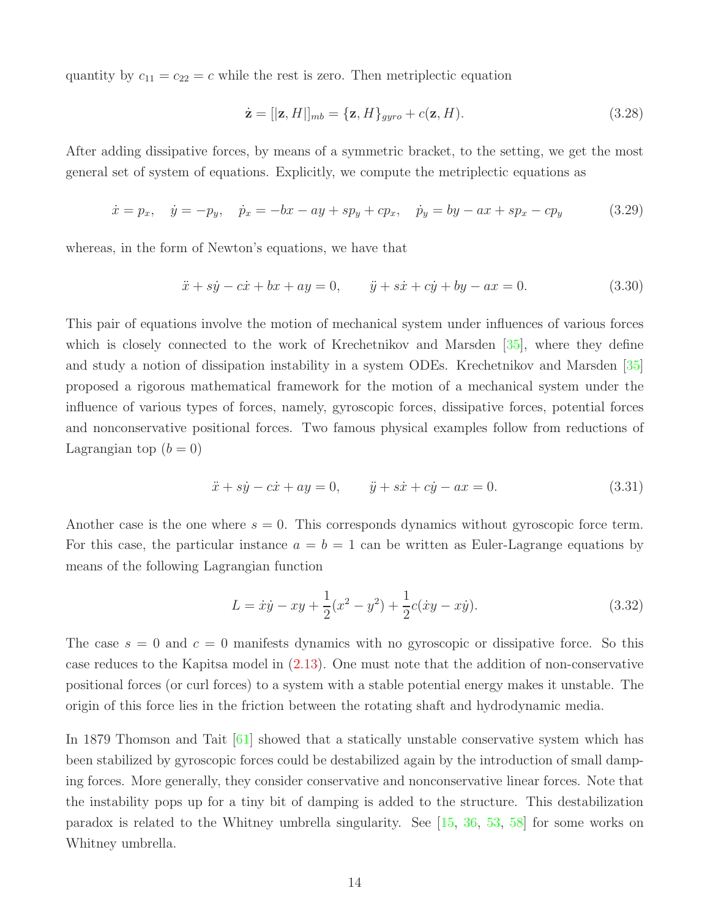quantity by $c_{11} = c_{22} = c$ while the rest is zero. Then metriplectic equation

$$\dot{\mathbf{z}} = [|\mathbf{z}, H|]_{mb} = \{\mathbf{z}, H\}_{gyro} + c(\mathbf{z}, H). \tag{3.28}$$

After adding dissipative forces, by means of a symmetric bracket, to the setting, we get the most general set of system of equations. Explicitly, we compute the metriplectic equations as

$$\dot{x} = p_x, \quad \dot{y} = -p_y, \quad \dot{p}_x = -bx - ay + sp_y + cp_x, \quad \dot{p}_y = by - ax + sp_x - cp_y \tag{3.29}$$

whereas, in the form of Newton's equations, we have that

$$\ddot{x} + s\dot{y} - c\dot{x} + bx + ay = 0, \qquad \ddot{y} + s\dot{x} + c\dot{y} + by - ax = 0. \tag{3.30}$$

This pair of equations involve the motion of mechanical system under influences of various forces which is closely connected to the work of Krechetnikov and Marsden [35], where they define and study a notion of dissipation instability in a system ODEs. Krechetnikov and Marsden [35] proposed a rigorous mathematical framework for the motion of a mechanical system under the influence of various types of forces, namely, gyroscopic forces, dissipative forces, potential forces and nonconservative positional forces. Two famous physical examples follow from reductions of Lagrangian top ($b = 0$)

$$\ddot{x} + s\dot{y} - c\dot{x} + ay = 0, \qquad \ddot{y} + s\dot{x} + c\dot{y} - ax = 0. \tag{3.31}$$

Another case is the one where $s = 0$. This corresponds dynamics without gyroscopic force term. For this case, the particular instance $a = b = 1$ can be written as Euler-Lagrange equations by means of the following Lagrangian function

$$L = \dot{x}\dot{y} - xy + \frac{1}{2}(x^2 - y^2) + \frac{1}{2}c(\dot{x}y - x\dot{y}). \tag{3.32}$$

The case $s = 0$ and $c = 0$ manifests dynamics with no gyroscopic or dissipative force. So this case reduces to the Kapitsa model in (2.13). One must note that the addition of non-conservative positional forces (or curl forces) to a system with a stable potential energy makes it unstable. The origin of this force lies in the friction between the rotating shaft and hydrodynamic media.

In 1879 Thomson and Tait [61] showed that a statically unstable conservative system which has been stabilized by gyroscopic forces could be destabilized again by the introduction of small damping forces. More generally, they consider conservative and nonconservative linear forces. Note that the instability pops up for a tiny bit of damping is added to the structure. This destabilization paradox is related to the Whitney umbrella singularity. See [15, 36, 53, 58] for some works on Whitney umbrella.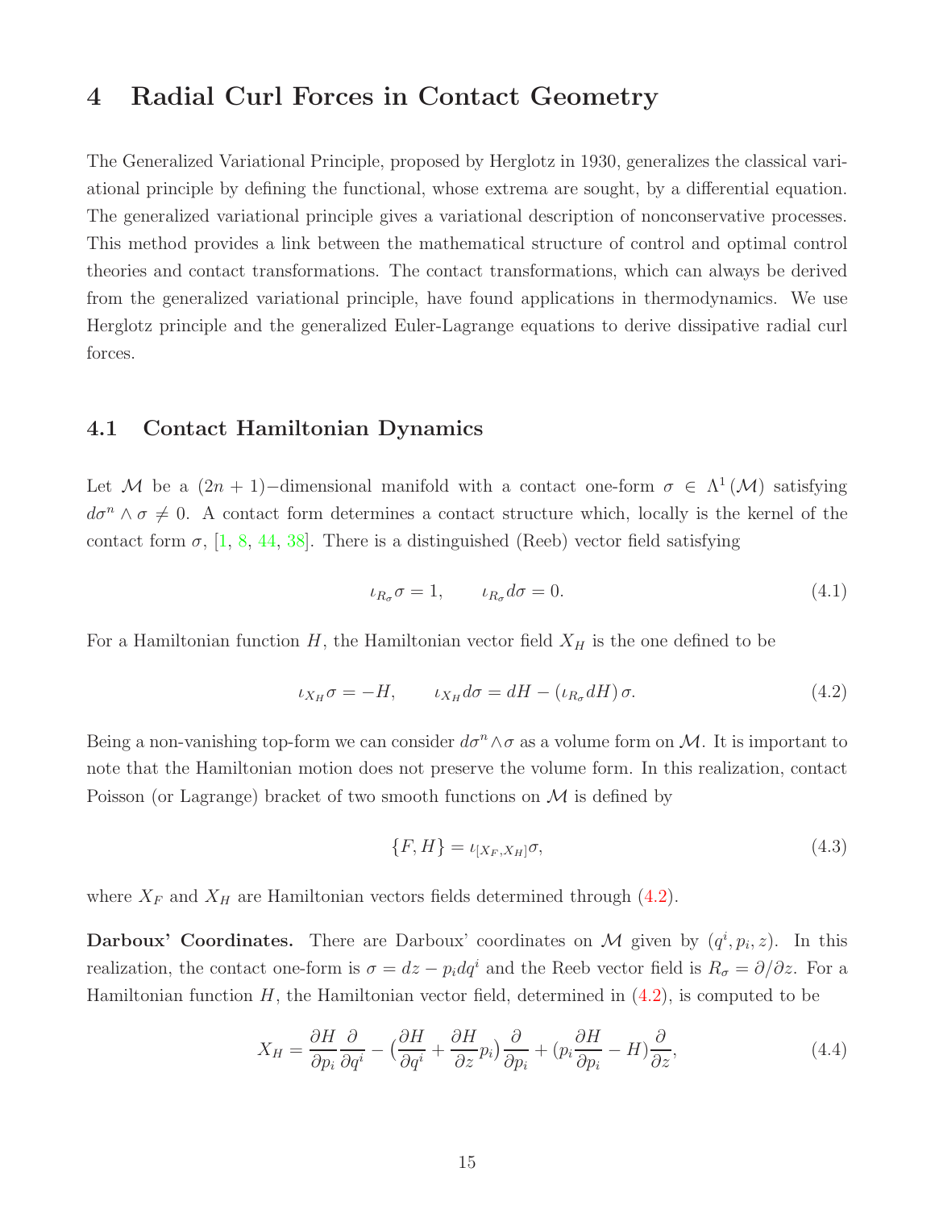# 4 Radial Curl Forces in Contact Geometry

The Generalized Variational Principle, proposed by Herglotz in 1930, generalizes the classical variational principle by defining the functional, whose extrema are sought, by a differential equation. The generalized variational principle gives a variational description of nonconservative processes. This method provides a link between the mathematical structure of control and optimal control theories and contact transformations. The contact transformations, which can always be derived from the generalized variational principle, have found applications in thermodynamics. We use Herglotz principle and the generalized Euler-Lagrange equations to derive dissipative radial curl forces.

## 4.1 Contact Hamiltonian Dynamics

Let $\mathcal{M}$ be a $(2n+1)-$dimensional manifold with a contact one-form $\sigma \in \Lambda^1(\mathcal{M})$ satisfying $d\sigma^n \wedge \sigma \neq 0$. A contact form determines a contact structure which, locally is the kernel of the contact form $\sigma$, [1, 8, 44, 38]. There is a distinguished (Reeb) vector field satisfying

$$\iota_{R_\sigma}\sigma = 1, \qquad \iota_{R_\sigma}d\sigma = 0. \tag{4.1}$$

For a Hamiltonian function $H$, the Hamiltonian vector field $X_H$ is the one defined to be

$$\iota_{X_H}\sigma = -H, \qquad \iota_{X_H}d\sigma = dH - (\iota_{R_\sigma}dH)\,\sigma. \tag{4.2}$$

Being a non-vanishing top-form we can consider $d\sigma^n \wedge \sigma$ as a volume form on $\mathcal{M}$. It is important to note that the Hamiltonian motion does not preserve the volume form. In this realization, contact Poisson (or Lagrange) bracket of two smooth functions on $\mathcal{M}$ is defined by

$$\{F, H\} = \iota_{[X_F, X_H]}\sigma, \tag{4.3}$$

where $X_F$ and $X_H$ are Hamiltonian vectors fields determined through (4.2).

**Darboux' Coordinates.** There are Darboux' coordinates on $\mathcal{M}$ given by $(q^i, p_i, z)$. In this realization, the contact one-form is $\sigma = dz - p_i dq^i$ and the Reeb vector field is $R_\sigma = \partial/\partial z$. For a Hamiltonian function $H$, the Hamiltonian vector field, determined in (4.2), is computed to be

$$X_H = \frac{\partial H}{\partial p_i}\frac{\partial}{\partial q^i} - \big(\frac{\partial H}{\partial q^i} + \frac{\partial H}{\partial z}p_i\big)\frac{\partial}{\partial p_i} + (p_i\frac{\partial H}{\partial p_i} - H)\frac{\partial}{\partial z}, \tag{4.4}$$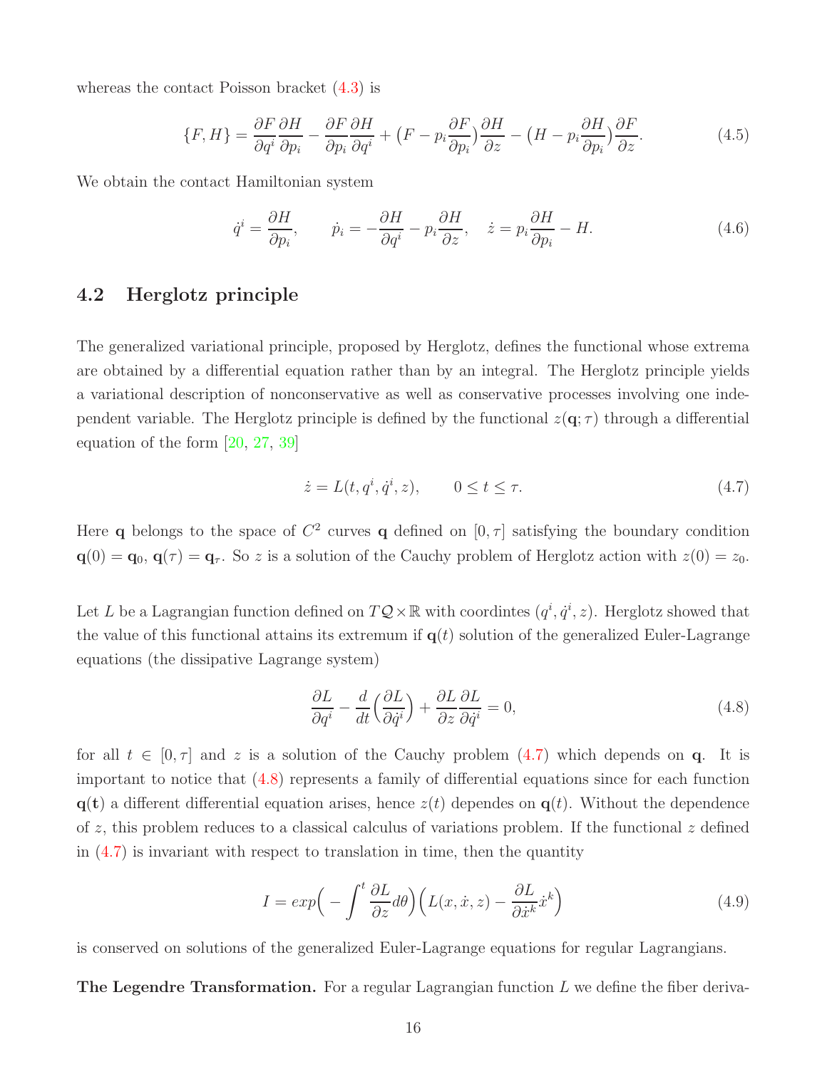whereas the contact Poisson bracket (4.3) is

$$\{F, H\} = \frac{\partial F}{\partial q^i}\frac{\partial H}{\partial p_i} - \frac{\partial F}{\partial p_i}\frac{\partial H}{\partial q^i} + \big(F - p_i\frac{\partial F}{\partial p_i}\big)\frac{\partial H}{\partial z} - \big(H - p_i\frac{\partial H}{\partial p_i}\big)\frac{\partial F}{\partial z}. \tag{4.5}$$

We obtain the contact Hamiltonian system

$$\dot{q}^i = \frac{\partial H}{\partial p_i}, \qquad \dot{p}_i = -\frac{\partial H}{\partial q^i} - p_i\frac{\partial H}{\partial z}, \quad \dot{z} = p_i\frac{\partial H}{\partial p_i} - H. \tag{4.6}$$

## 4.2 Herglotz principle

The generalized variational principle, proposed by Herglotz, defines the functional whose extrema are obtained by a differential equation rather than by an integral. The Herglotz principle yields a variational description of nonconservative as well as conservative processes involving one independent variable. The Herglotz principle is defined by the functional $z(\mathbf{q};\tau)$ through a differential equation of the form [20, 27, 39]

$$\dot{z} = L(t, q^i, \dot{q}^i, z), \qquad 0 \leq t \leq \tau. \tag{4.7}$$

Here $\mathbf{q}$ belongs to the space of $C^2$ curves $\mathbf{q}$ defined on $[0,\tau]$ satisfying the boundary condition $\mathbf{q}(0) = \mathbf{q}_0$, $\mathbf{q}(\tau) = \mathbf{q}_\tau$. So $z$ is a solution of the Cauchy problem of Herglotz action with $z(0) = z_0$.

Let $L$ be a Lagrangian function defined on $T\mathcal{Q}\times\mathbb{R}$ with coordintes $(q^i, \dot{q}^i, z)$. Herglotz showed that the value of this functional attains its extremum if $\mathbf{q}(t)$ solution of the generalized Euler-Lagrange equations (the dissipative Lagrange system)

$$\frac{\partial L}{\partial q^i} - \frac{d}{dt}\Big(\frac{\partial L}{\partial \dot{q}^i}\Big) + \frac{\partial L}{\partial z}\frac{\partial L}{\partial \dot{q}^i} = 0, \tag{4.8}$$

for all $t \in [0,\tau]$ and $z$ is a solution of the Cauchy problem (4.7) which depends on $\mathbf{q}$. It is important to notice that (4.8) represents a family of differential equations since for each function $\mathbf{q}(\mathbf{t})$ a different differential equation arises, hence $z(t)$ dependes on $\mathbf{q}(t)$. Without the dependence of $z$, this problem reduces to a classical calculus of variations problem. If the functional $z$ defined in (4.7) is invariant with respect to translation in time, then the quantity

$$I = exp\Big(-\int^t \frac{\partial L}{\partial z}d\theta\Big)\Big(L(x,\dot{x},z) - \frac{\partial L}{\partial \dot{x}^k}\dot{x}^k\Big) \tag{4.9}$$

is conserved on solutions of the generalized Euler-Lagrange equations for regular Lagrangians.

**The Legendre Transformation.** For a regular Lagrangian function $L$ we define the fiber deriva-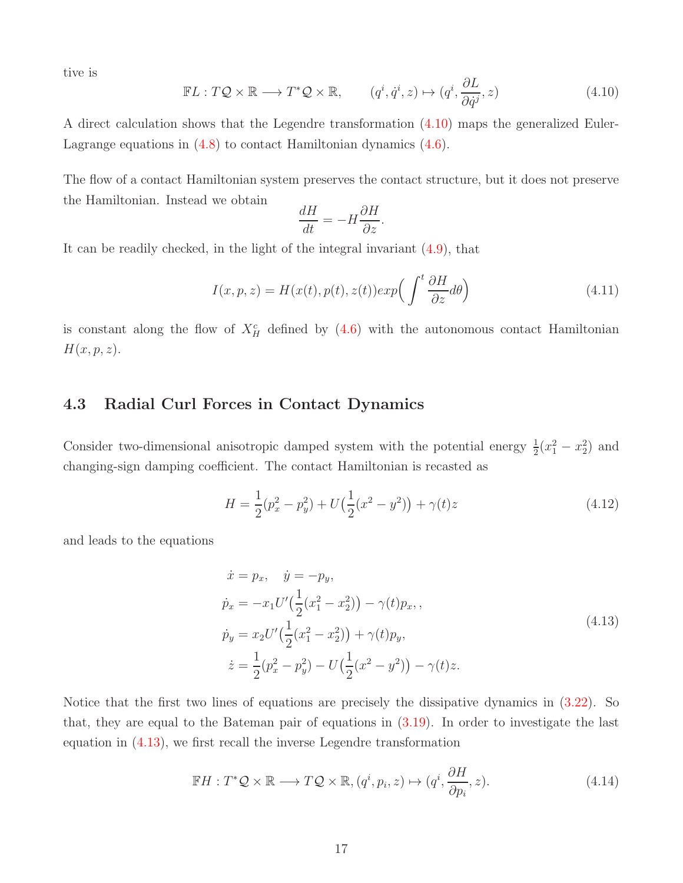tive is

$$\mathbb{F}L : T\mathcal{Q} \times \mathbb{R} \longrightarrow T^*\mathcal{Q} \times \mathbb{R}, \qquad (q^i, \dot{q}^i, z) \mapsto (q^i, \frac{\partial L}{\partial \dot{q}^j}, z) \tag{4.10}$$

A direct calculation shows that the Legendre transformation (4.10) maps the generalized Euler-Lagrange equations in (4.8) to contact Hamiltonian dynamics (4.6).

The flow of a contact Hamiltonian system preserves the contact structure, but it does not preserve the Hamiltonian. Instead we obtain

$$\frac{dH}{dt} = -H\frac{\partial H}{\partial z}.$$

It can be readily checked, in the light of the integral invariant (4.9), that

$$I(x, p, z) = H(x(t), p(t), z(t))exp\Big(\int^t \frac{\partial H}{\partial z} d\theta\Big) \tag{4.11}$$

is constant along the flow of $X_H^c$ defined by (4.6) with the autonomous contact Hamiltonian $H(x, p, z)$.

### 4.3 Radial Curl Forces in Contact Dynamics

Consider two-dimensional anisotropic damped system with the potential energy $\frac{1}{2}(x_1^2 - x_2^2)$ and changing-sign damping coefficient. The contact Hamiltonian is recasted as

$$H = \frac{1}{2}(p_x^2 - p_y^2) + U\big(\frac{1}{2}(x^2 - y^2)\big) + \gamma(t)z \tag{4.12}$$

and leads to the equations

$$\begin{aligned}
\dot{x} &= p_x, \quad \dot{y} = -p_y, \\
\dot{p}_x &= -x_1 U'\big(\frac{1}{2}(x_1^2 - x_2^2)\big) - \gamma(t)p_x, , \\
\dot{p}_y &= x_2 U'\big(\frac{1}{2}(x_1^2 - x_2^2)\big) + \gamma(t)p_y, \\
\dot{z} &= \frac{1}{2}(p_x^2 - p_y^2) - U\big(\frac{1}{2}(x^2 - y^2)\big) - \gamma(t)z.
\end{aligned} \tag{4.13}$$

Notice that the first two lines of equations are precisely the dissipative dynamics in (3.22). So that, they are equal to the Bateman pair of equations in (3.19). In order to investigate the last equation in (4.13), we first recall the inverse Legendre transformation

$$\mathbb{F}H : T^*\mathcal{Q} \times \mathbb{R} \longrightarrow T\mathcal{Q} \times \mathbb{R}, (q^i, p_i, z) \mapsto (q^i, \frac{\partial H}{\partial p_i}, z). \tag{4.14}$$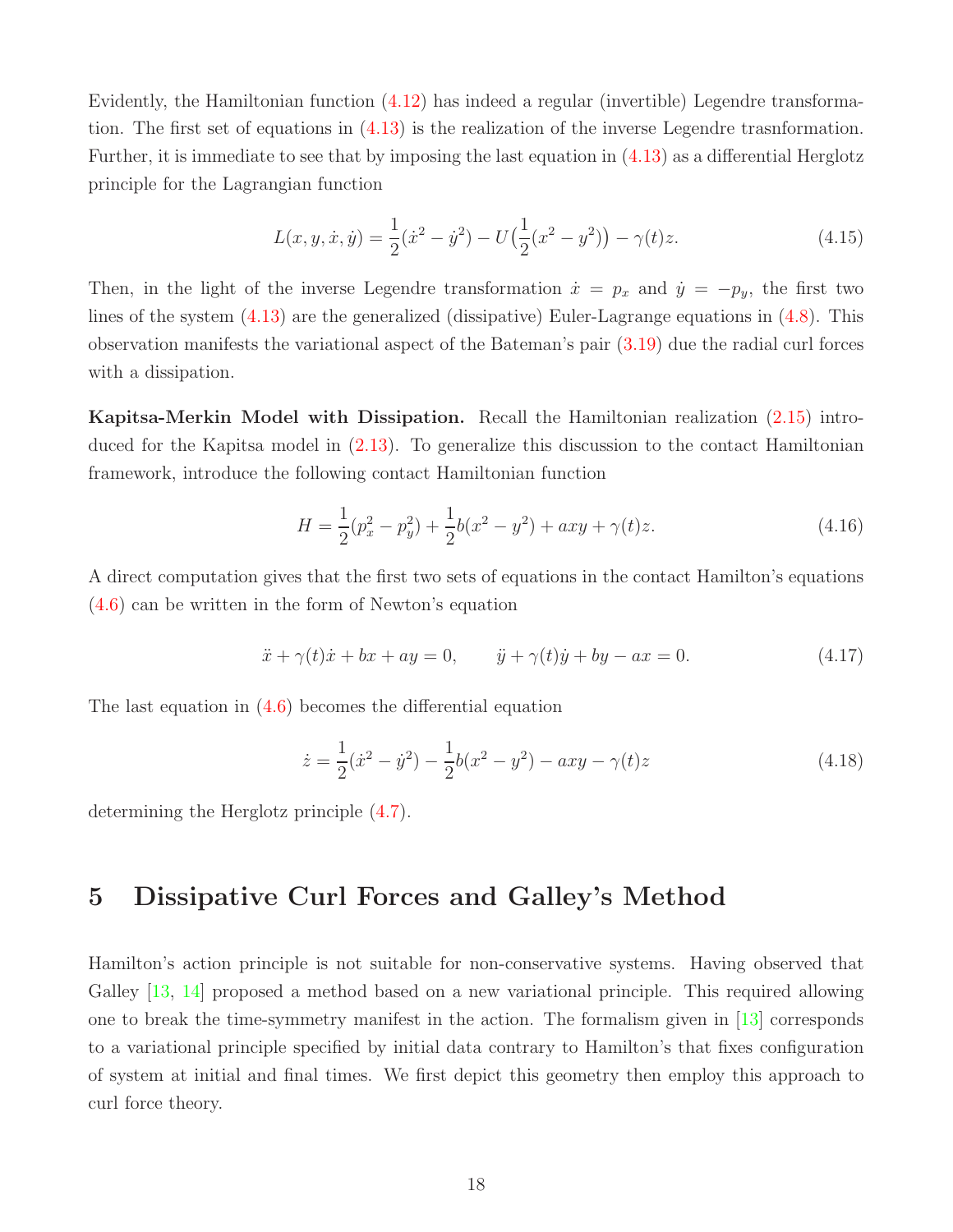Evidently, the Hamiltonian function (4.12) has indeed a regular (invertible) Legendre transformation. The first set of equations in (4.13) is the realization of the inverse Legendre trasnformation. Further, it is immediate to see that by imposing the last equation in (4.13) as a differential Herglotz principle for the Lagrangian function

$$L(x,y,\dot{x},\dot{y})=\frac{1}{2}(\dot{x}^2-\dot{y}^2)-U\big(\frac{1}{2}(x^2-y^2)\big)-\gamma(t)z. \tag{4.15}$$

Then, in the light of the inverse Legendre transformation $\dot{x}=p_x$ and $\dot{y}=-p_y$, the first two lines of the system (4.13) are the generalized (dissipative) Euler-Lagrange equations in (4.8). This observation manifests the variational aspect of the Bateman's pair (3.19) due the radial curl forces with a dissipation.

**Kapitsa-Merkin Model with Dissipation.** Recall the Hamiltonian realization (2.15) introduced for the Kapitsa model in (2.13). To generalize this discussion to the contact Hamiltonian framework, introduce the following contact Hamiltonian function

$$H=\frac{1}{2}(p_x^2-p_y^2)+\frac{1}{2}b(x^2-y^2)+axy+\gamma(t)z. \tag{4.16}$$

A direct computation gives that the first two sets of equations in the contact Hamilton's equations (4.6) can be written in the form of Newton's equation

$$\ddot{x}+\gamma(t)\dot{x}+bx+ay=0, \qquad \ddot{y}+\gamma(t)\dot{y}+by-ax=0. \tag{4.17}$$

The last equation in (4.6) becomes the differential equation

$$\dot{z}=\frac{1}{2}(\dot{x}^2-\dot{y}^2)-\frac{1}{2}b(x^2-y^2)-axy-\gamma(t)z \tag{4.18}$$

determining the Herglotz principle (4.7).

# 5 Dissipative Curl Forces and Galley's Method

Hamilton's action principle is not suitable for non-conservative systems. Having observed that Galley [13, 14] proposed a method based on a new variational principle. This required allowing one to break the time-symmetry manifest in the action. The formalism given in [13] corresponds to a variational principle specified by initial data contrary to Hamilton's that fixes configuration of system at initial and final times. We first depict this geometry then employ this approach to curl force theory.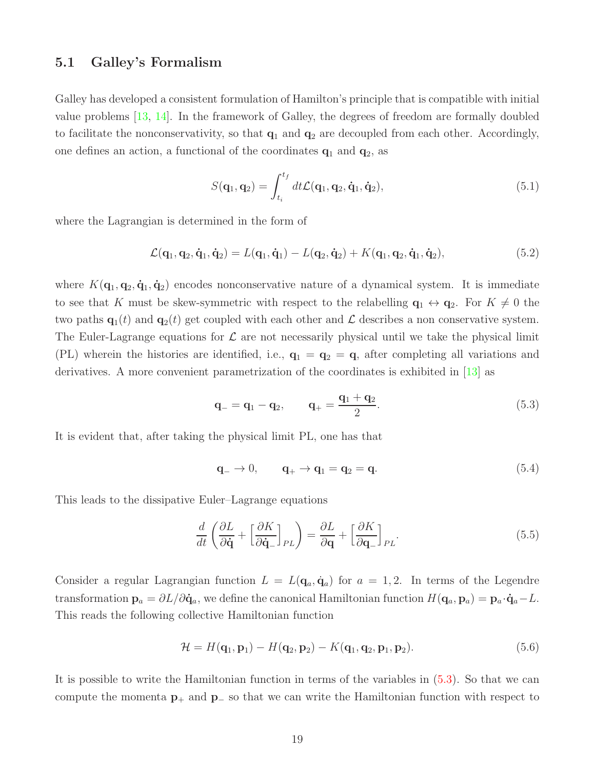### 5.1 Galley's Formalism

Galley has developed a consistent formulation of Hamilton's principle that is compatible with initial value problems [13, 14]. In the framework of Galley, the degrees of freedom are formally doubled to facilitate the nonconservativity, so that $\mathbf{q}_1$ and $\mathbf{q}_2$ are decoupled from each other. Accordingly, one defines an action, a functional of the coordinates $\mathbf{q}_1$ and $\mathbf{q}_2$, as

$$S(\mathbf{q}_1, \mathbf{q}_2) = \int_{t_i}^{t_f} dt \mathcal{L}(\mathbf{q}_1, \mathbf{q}_2, \dot{\mathbf{q}}_1, \dot{\mathbf{q}}_2), \tag{5.1}$$

where the Lagrangian is determined in the form of

$$\mathcal{L}(\mathbf{q}_1, \mathbf{q}_2, \dot{\mathbf{q}}_1, \dot{\mathbf{q}}_2) = L(\mathbf{q}_1, \dot{\mathbf{q}}_1) - L(\mathbf{q}_2, \dot{\mathbf{q}}_2) + K(\mathbf{q}_1, \mathbf{q}_2, \dot{\mathbf{q}}_1, \dot{\mathbf{q}}_2), \tag{5.2}$$

where $K(\mathbf{q}_1, \mathbf{q}_2, \dot{\mathbf{q}}_1, \dot{\mathbf{q}}_2)$ encodes nonconservative nature of a dynamical system. It is immediate to see that $K$ must be skew-symmetric with respect to the relabelling $\mathbf{q}_1 \leftrightarrow \mathbf{q}_2$. For $K \neq 0$ the two paths $\mathbf{q}_1(t)$ and $\mathbf{q}_2(t)$ get coupled with each other and $\mathcal{L}$ describes a non conservative system. The Euler-Lagrange equations for $\mathcal{L}$ are not necessarily physical until we take the physical limit (PL) wherein the histories are identified, i.e., $\mathbf{q}_1 = \mathbf{q}_2 = \mathbf{q}$, after completing all variations and derivatives. A more convenient parametrization of the coordinates is exhibited in [13] as

$$\mathbf{q}_- = \mathbf{q}_1 - \mathbf{q}_2, \qquad \mathbf{q}_+ = \frac{\mathbf{q}_1 + \mathbf{q}_2}{2}. \tag{5.3}$$

It is evident that, after taking the physical limit PL, one has that

$$\mathbf{q}_- \to 0, \qquad \mathbf{q}_+ \to \mathbf{q}_1 = \mathbf{q}_2 = \mathbf{q}. \tag{5.4}$$

This leads to the dissipative Euler–Lagrange equations

$$\frac{d}{dt}\left(\frac{\partial L}{\partial \dot{\mathbf{q}}} + \left[\frac{\partial K}{\partial \dot{\mathbf{q}}_-}\right]_{PL}\right) = \frac{\partial L}{\partial \mathbf{q}} + \left[\frac{\partial K}{\partial \mathbf{q}_-}\right]_{PL}. \tag{5.5}$$

Consider a regular Lagrangian function $L = L(\mathbf{q}_a, \dot{\mathbf{q}}_a)$ for $a = 1, 2$. In terms of the Legendre transformation $\mathbf{p}_a = \partial L / \partial \dot{\mathbf{q}}_a$, we define the canonical Hamiltonian function $H(\mathbf{q}_a, \mathbf{p}_a) = \mathbf{p}_a \cdot \dot{\mathbf{q}}_a - L$. This reads the following collective Hamiltonian function

$$\mathcal{H} = H(\mathbf{q}_1, \mathbf{p}_1) - H(\mathbf{q}_2, \mathbf{p}_2) - K(\mathbf{q}_1, \mathbf{q}_2, \mathbf{p}_1, \mathbf{p}_2). \tag{5.6}$$

It is possible to write the Hamiltonian function in terms of the variables in (5.3). So that we can compute the momenta $\mathbf{p}_+$ and $\mathbf{p}_-$ so that we can write the Hamiltonian function with respect to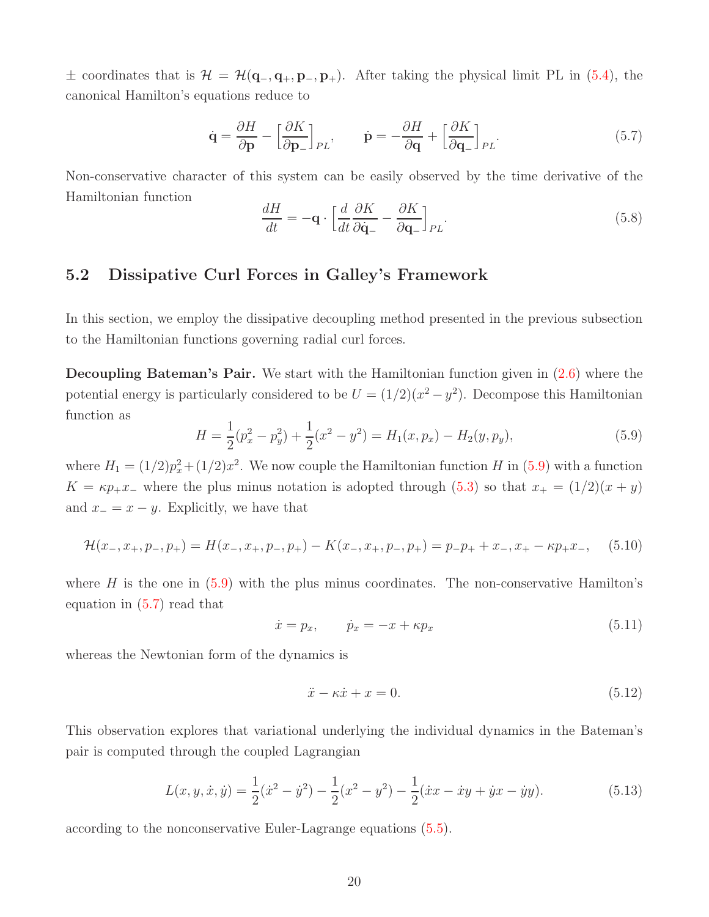$\pm$ coordinates that is $\mathcal{H} = \mathcal{H}(\mathbf{q}_-, \mathbf{q}_+, \mathbf{p}_-, \mathbf{p}_+)$. After taking the physical limit PL in (5.4), the canonical Hamilton's equations reduce to

$$
\dot{\mathbf{q}} = \frac{\partial H}{\partial \mathbf{p}} - \left[\frac{\partial K}{\partial \mathbf{p}_-}\right]_{PL}, \qquad \dot{\mathbf{p}} = -\frac{\partial H}{\partial \mathbf{q}} + \left[\frac{\partial K}{\partial \mathbf{q}_-}\right]_{PL}. \tag{5.7}
$$

Non-conservative character of this system can be easily observed by the time derivative of the Hamiltonian function

$$
\frac{dH}{dt} = -\mathbf{q} \cdot \left[\frac{d}{dt}\frac{\partial K}{\partial \dot{\mathbf{q}}_-} - \frac{\partial K}{\partial \mathbf{q}_-}\right]_{PL}. \tag{5.8}
$$

## 5.2 Dissipative Curl Forces in Galley's Framework

In this section, we employ the dissipative decoupling method presented in the previous subsection to the Hamiltonian functions governing radial curl forces.

**Decoupling Bateman's Pair.** We start with the Hamiltonian function given in (2.6) where the potential energy is particularly considered to be $U = (1/2)(x^2 - y^2)$. Decompose this Hamiltonian function as

$$
H = \frac{1}{2}(p_x^2 - p_y^2) + \frac{1}{2}(x^2 - y^2) = H_1(x, p_x) - H_2(y, p_y), \tag{5.9}
$$

where $H_1 = (1/2)p_x^2 + (1/2)x^2$. We now couple the Hamiltonian function $H$ in (5.9) with a function $K = \kappa p_+ x_-$ where the plus minus notation is adopted through (5.3) so that $x_+ = (1/2)(x + y)$ and $x_- = x - y$. Explicitly, we have that

$$
\mathcal{H}(x_-, x_+, p_-, p_+) = H(x_-, x_+, p_-, p_+) - K(x_-, x_+, p_-, p_+) = p_- p_+ + x_-, x_+ - \kappa p_+ x_-, \tag{5.10}
$$

where $H$ is the one in (5.9) with the plus minus coordinates. The non-conservative Hamilton's equation in (5.7) read that

$$
\dot{x} = p_x, \qquad \dot{p}_x = -x + \kappa p_x \tag{5.11}
$$

whereas the Newtonian form of the dynamics is

$$
\ddot{x} - \kappa \dot{x} + x = 0. \tag{5.12}
$$

This observation explores that variational underlying the individual dynamics in the Bateman's pair is computed through the coupled Lagrangian

$$
L(x, y, \dot{x}, \dot{y}) = \frac{1}{2}(\dot{x}^2 - \dot{y}^2) - \frac{1}{2}(x^2 - y^2) - \frac{1}{2}(\dot{x}x - \dot{x}y + \dot{y}x - \dot{y}y). \tag{5.13}
$$

according to the nonconservative Euler-Lagrange equations (5.5).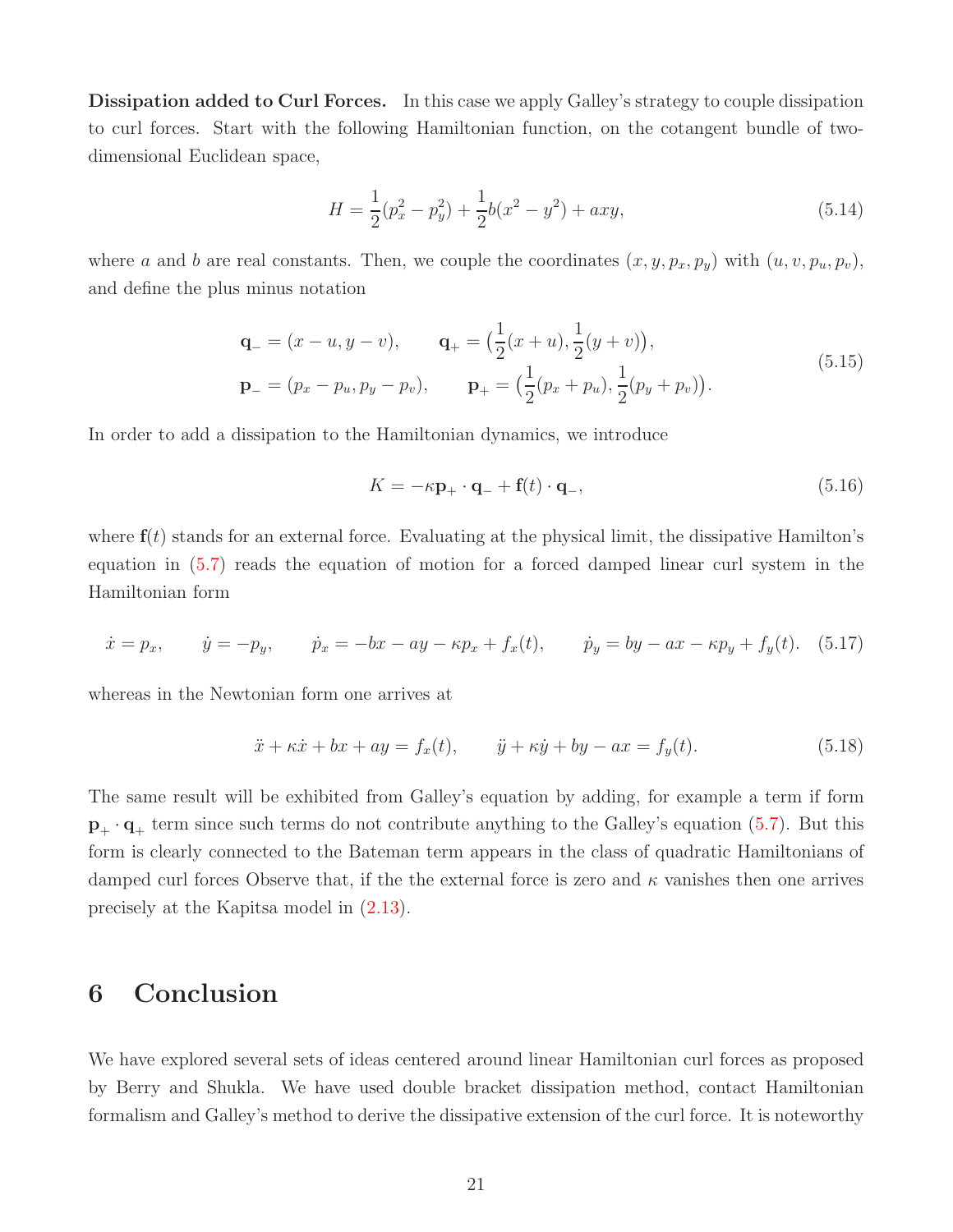**Dissipation added to Curl Forces.** In this case we apply Galley's strategy to couple dissipation to curl forces. Start with the following Hamiltonian function, on the cotangent bundle of two-dimensional Euclidean space,

$$H = \frac{1}{2}(p_x^2 - p_y^2) + \frac{1}{2}b(x^2 - y^2) + axy, \tag{5.14}$$

where $a$ and $b$ are real constants. Then, we couple the coordinates $(x, y, p_x, p_y)$ with $(u, v, p_u, p_v)$, and define the plus minus notation

$$\begin{aligned}
\mathbf{q}_- &= (x - u, y - v), \qquad \mathbf{q}_+ = \big(\frac{1}{2}(x + u), \frac{1}{2}(y + v)\big), \\
\mathbf{p}_- &= (p_x - p_u, p_y - p_v), \qquad \mathbf{p}_+ = \big(\frac{1}{2}(p_x + p_u), \frac{1}{2}(p_y + p_v)\big).
\end{aligned} \tag{5.15}$$

In order to add a dissipation to the Hamiltonian dynamics, we introduce

$$K = -\kappa \mathbf{p}_+ \cdot \mathbf{q}_- + \mathbf{f}(t) \cdot \mathbf{q}_-, \tag{5.16}$$

where $\mathbf{f}(t)$ stands for an external force. Evaluating at the physical limit, the dissipative Hamilton's equation in (5.7) reads the equation of motion for a forced damped linear curl system in the Hamiltonian form

$$\dot{x} = p_x, \qquad \dot{y} = -p_y, \qquad \dot{p}_x = -bx - ay - \kappa p_x + f_x(t), \qquad \dot{p}_y = by - ax - \kappa p_y + f_y(t). \tag{5.17}$$

whereas in the Newtonian form one arrives at

$$\ddot{x} + \kappa \dot{x} + bx + ay = f_x(t), \qquad \ddot{y} + \kappa \dot{y} + by - ax = f_y(t). \tag{5.18}$$

The same result will be exhibited from Galley's equation by adding, for example a term if form $\mathbf{p}_+ \cdot \mathbf{q}_+$ term since such terms do not contribute anything to the Galley's equation (5.7). But this form is clearly connected to the Bateman term appears in the class of quadratic Hamiltonians of damped curl forces Observe that, if the the external force is zero and $\kappa$ vanishes then one arrives precisely at the Kapitsa model in (2.13).

# 6 Conclusion

We have explored several sets of ideas centered around linear Hamiltonian curl forces as proposed by Berry and Shukla. We have used double bracket dissipation method, contact Hamiltonian formalism and Galley's method to derive the dissipative extension of the curl force. It is noteworthy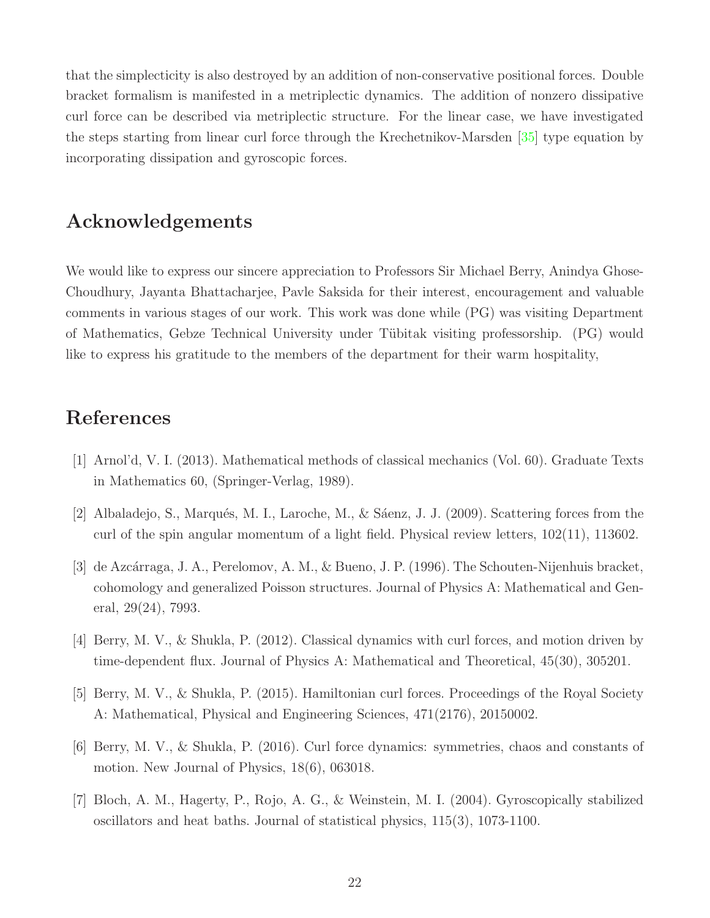that the simplecticity is also destroyed by an addition of non-conservative positional forces. Double bracket formalism is manifested in a metriplectic dynamics. The addition of nonzero dissipative curl force can be described via metriplectic structure. For the linear case, we have investigated the steps starting from linear curl force through the Krechetnikov-Marsden [35] type equation by incorporating dissipation and gyroscopic forces.

## Acknowledgements

We would like to express our sincere appreciation to Professors Sir Michael Berry, Anindya Ghose-Choudhury, Jayanta Bhattacharjee, Pavle Saksida for their interest, encouragement and valuable comments in various stages of our work. This work was done while (PG) was visiting Department of Mathematics, Gebze Technical University under Tübitak visiting professorship. (PG) would like to express his gratitude to the members of the department for their warm hospitality,

## References

[1] Arnol'd, V. I. (2013). Mathematical methods of classical mechanics (Vol. 60). Graduate Texts in Mathematics 60, (Springer-Verlag, 1989).

[2] Albaladejo, S., Marqués, M. I., Laroche, M., & Sáenz, J. J. (2009). Scattering forces from the curl of the spin angular momentum of a light field. Physical review letters, 102(11), 113602.

[3] de Azcárraga, J. A., Perelomov, A. M., & Bueno, J. P. (1996). The Schouten-Nijenhuis bracket, cohomology and generalized Poisson structures. Journal of Physics A: Mathematical and General, 29(24), 7993.

[4] Berry, M. V., & Shukla, P. (2012). Classical dynamics with curl forces, and motion driven by time-dependent flux. Journal of Physics A: Mathematical and Theoretical, 45(30), 305201.

[5] Berry, M. V., & Shukla, P. (2015). Hamiltonian curl forces. Proceedings of the Royal Society A: Mathematical, Physical and Engineering Sciences, 471(2176), 20150002.

[6] Berry, M. V., & Shukla, P. (2016). Curl force dynamics: symmetries, chaos and constants of motion. New Journal of Physics, 18(6), 063018.

[7] Bloch, A. M., Hagerty, P., Rojo, A. G., & Weinstein, M. I. (2004). Gyroscopically stabilized oscillators and heat baths. Journal of statistical physics, 115(3), 1073-1100.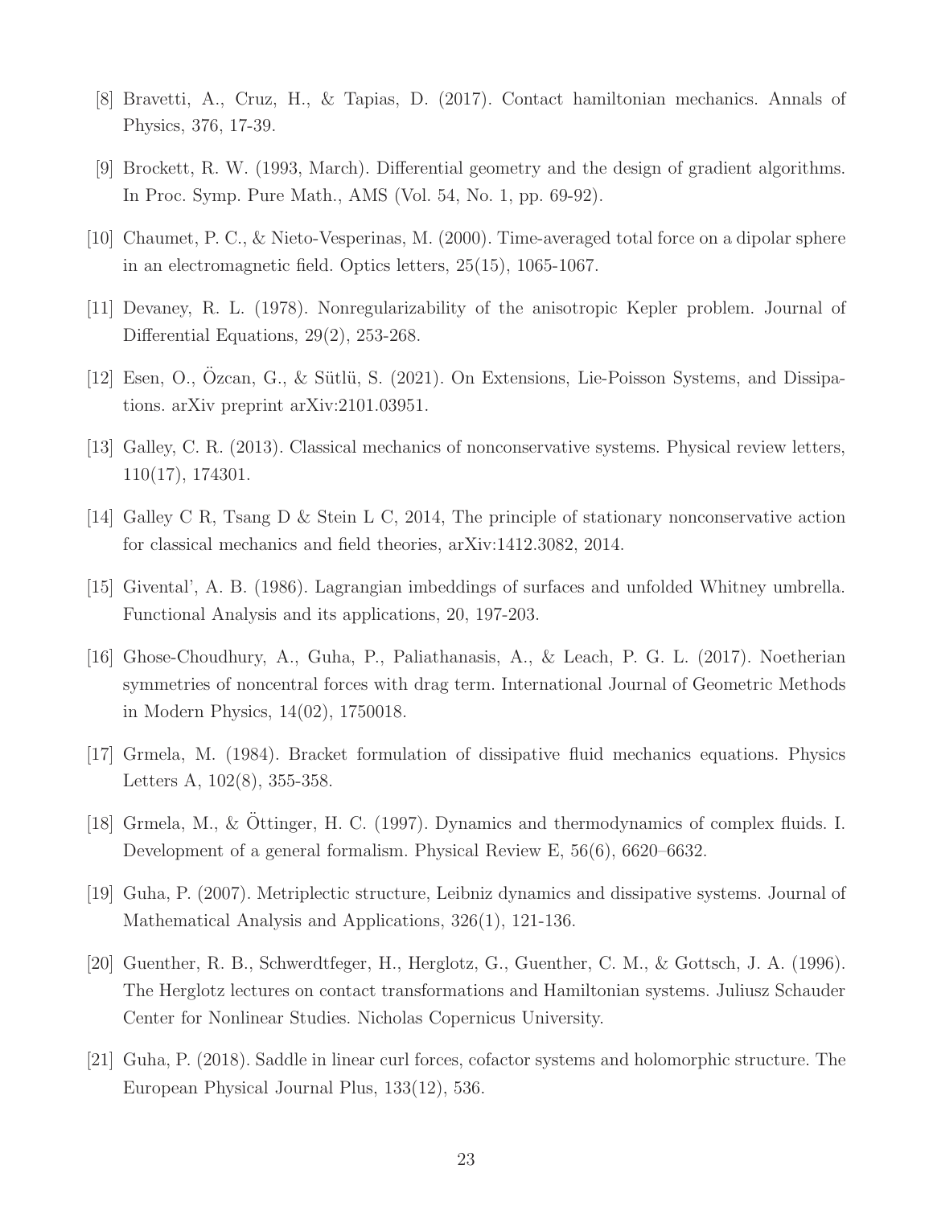[8] Bravetti, A., Cruz, H., & Tapias, D. (2017). Contact hamiltonian mechanics. Annals of Physics, 376, 17-39.

[9] Brockett, R. W. (1993, March). Differential geometry and the design of gradient algorithms. In Proc. Symp. Pure Math., AMS (Vol. 54, No. 1, pp. 69-92).

[10] Chaumet, P. C., & Nieto-Vesperinas, M. (2000). Time-averaged total force on a dipolar sphere in an electromagnetic field. Optics letters, 25(15), 1065-1067.

[11] Devaney, R. L. (1978). Nonregularizability of the anisotropic Kepler problem. Journal of Differential Equations, 29(2), 253-268.

[12] Esen, O., Özcan, G., & Sütlü, S. (2021). On Extensions, Lie-Poisson Systems, and Dissipations. arXiv preprint arXiv:2101.03951.

[13] Galley, C. R. (2013). Classical mechanics of nonconservative systems. Physical review letters, 110(17), 174301.

[14] Galley C R, Tsang D & Stein L C, 2014, The principle of stationary nonconservative action for classical mechanics and field theories, arXiv:1412.3082, 2014.

[15] Givental', A. B. (1986). Lagrangian imbeddings of surfaces and unfolded Whitney umbrella. Functional Analysis and its applications, 20, 197-203.

[16] Ghose-Choudhury, A., Guha, P., Paliathanasis, A., & Leach, P. G. L. (2017). Noetherian symmetries of noncentral forces with drag term. International Journal of Geometric Methods in Modern Physics, 14(02), 1750018.

[17] Grmela, M. (1984). Bracket formulation of dissipative fluid mechanics equations. Physics Letters A, 102(8), 355-358.

[18] Grmela, M., & Öttinger, H. C. (1997). Dynamics and thermodynamics of complex fluids. I. Development of a general formalism. Physical Review E, 56(6), 6620–6632.

[19] Guha, P. (2007). Metriplectic structure, Leibniz dynamics and dissipative systems. Journal of Mathematical Analysis and Applications, 326(1), 121-136.

[20] Guenther, R. B., Schwerdtfeger, H., Herglotz, G., Guenther, C. M., & Gottsch, J. A. (1996). The Herglotz lectures on contact transformations and Hamiltonian systems. Juliusz Schauder Center for Nonlinear Studies. Nicholas Copernicus University.

[21] Guha, P. (2018). Saddle in linear curl forces, cofactor systems and holomorphic structure. The European Physical Journal Plus, 133(12), 536.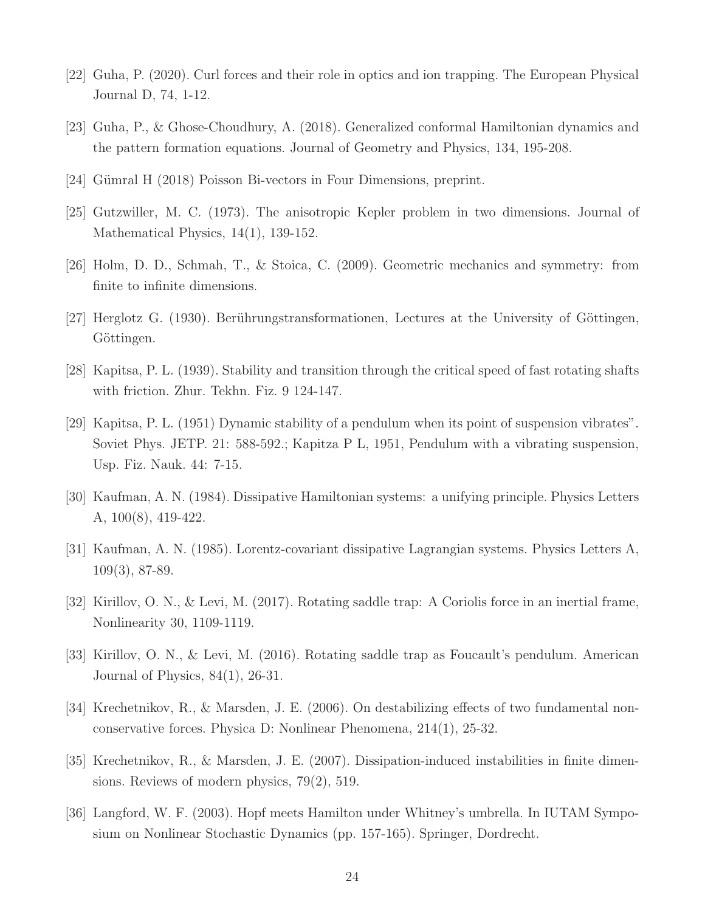[22] Guha, P. (2020). Curl forces and their role in optics and ion trapping. The European Physical Journal D, 74, 1-12.

[23] Guha, P., & Ghose-Choudhury, A. (2018). Generalized conformal Hamiltonian dynamics and the pattern formation equations. Journal of Geometry and Physics, 134, 195-208.

[24] Gümral H (2018) Poisson Bi-vectors in Four Dimensions, preprint.

[25] Gutzwiller, M. C. (1973). The anisotropic Kepler problem in two dimensions. Journal of Mathematical Physics, 14(1), 139-152.

[26] Holm, D. D., Schmah, T., & Stoica, C. (2009). Geometric mechanics and symmetry: from finite to infinite dimensions.

[27] Herglotz G. (1930). Berührungstransformationen, Lectures at the University of Göttingen, Göttingen.

[28] Kapitsa, P. L. (1939). Stability and transition through the critical speed of fast rotating shafts with friction. Zhur. Tekhn. Fiz. 9 124-147.

[29] Kapitsa, P. L. (1951) Dynamic stability of a pendulum when its point of suspension vibrates". Soviet Phys. JETP. 21: 588-592.; Kapitza P L, 1951, Pendulum with a vibrating suspension, Usp. Fiz. Nauk. 44: 7-15.

[30] Kaufman, A. N. (1984). Dissipative Hamiltonian systems: a unifying principle. Physics Letters A, 100(8), 419-422.

[31] Kaufman, A. N. (1985). Lorentz-covariant dissipative Lagrangian systems. Physics Letters A, 109(3), 87-89.

[32] Kirillov, O. N., & Levi, M. (2017). Rotating saddle trap: A Coriolis force in an inertial frame, Nonlinearity 30, 1109-1119.

[33] Kirillov, O. N., & Levi, M. (2016). Rotating saddle trap as Foucault's pendulum. American Journal of Physics, 84(1), 26-31.

[34] Krechetnikov, R., & Marsden, J. E. (2006). On destabilizing effects of two fundamental non-conservative forces. Physica D: Nonlinear Phenomena, 214(1), 25-32.

[35] Krechetnikov, R., & Marsden, J. E. (2007). Dissipation-induced instabilities in finite dimensions. Reviews of modern physics, 79(2), 519.

[36] Langford, W. F. (2003). Hopf meets Hamilton under Whitney's umbrella. In IUTAM Symposium on Nonlinear Stochastic Dynamics (pp. 157-165). Springer, Dordrecht.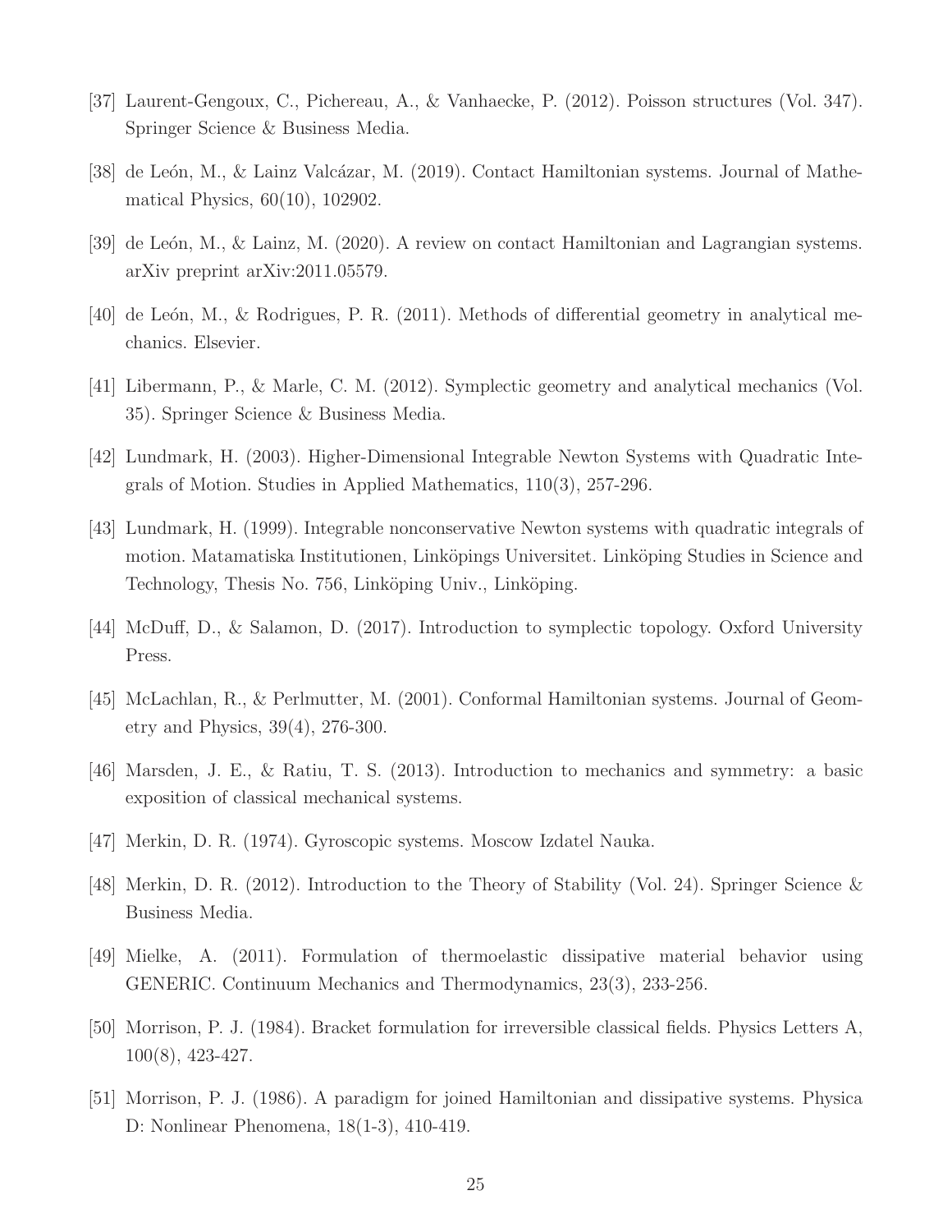[37] Laurent-Gengoux, C., Pichereau, A., & Vanhaecke, P. (2012). Poisson structures (Vol. 347). Springer Science & Business Media.

[38] de León, M., & Lainz Valcázar, M. (2019). Contact Hamiltonian systems. Journal of Mathematical Physics, 60(10), 102902.

[39] de León, M., & Lainz, M. (2020). A review on contact Hamiltonian and Lagrangian systems. arXiv preprint arXiv:2011.05579.

[40] de León, M., & Rodrigues, P. R. (2011). Methods of differential geometry in analytical mechanics. Elsevier.

[41] Libermann, P., & Marle, C. M. (2012). Symplectic geometry and analytical mechanics (Vol. 35). Springer Science & Business Media.

[42] Lundmark, H. (2003). Higher-Dimensional Integrable Newton Systems with Quadratic Integrals of Motion. Studies in Applied Mathematics, 110(3), 257-296.

[43] Lundmark, H. (1999). Integrable nonconservative Newton systems with quadratic integrals of motion. Matamatiska Institutionen, Linköpings Universitet. Linköping Studies in Science and Technology, Thesis No. 756, Linköping Univ., Linköping.

[44] McDuff, D., & Salamon, D. (2017). Introduction to symplectic topology. Oxford University Press.

[45] McLachlan, R., & Perlmutter, M. (2001). Conformal Hamiltonian systems. Journal of Geometry and Physics, 39(4), 276-300.

[46] Marsden, J. E., & Ratiu, T. S. (2013). Introduction to mechanics and symmetry: a basic exposition of classical mechanical systems.

[47] Merkin, D. R. (1974). Gyroscopic systems. Moscow Izdatel Nauka.

[48] Merkin, D. R. (2012). Introduction to the Theory of Stability (Vol. 24). Springer Science & Business Media.

[49] Mielke, A. (2011). Formulation of thermoelastic dissipative material behavior using GENERIC. Continuum Mechanics and Thermodynamics, 23(3), 233-256.

[50] Morrison, P. J. (1984). Bracket formulation for irreversible classical fields. Physics Letters A, 100(8), 423-427.

[51] Morrison, P. J. (1986). A paradigm for joined Hamiltonian and dissipative systems. Physica D: Nonlinear Phenomena, 18(1-3), 410-419.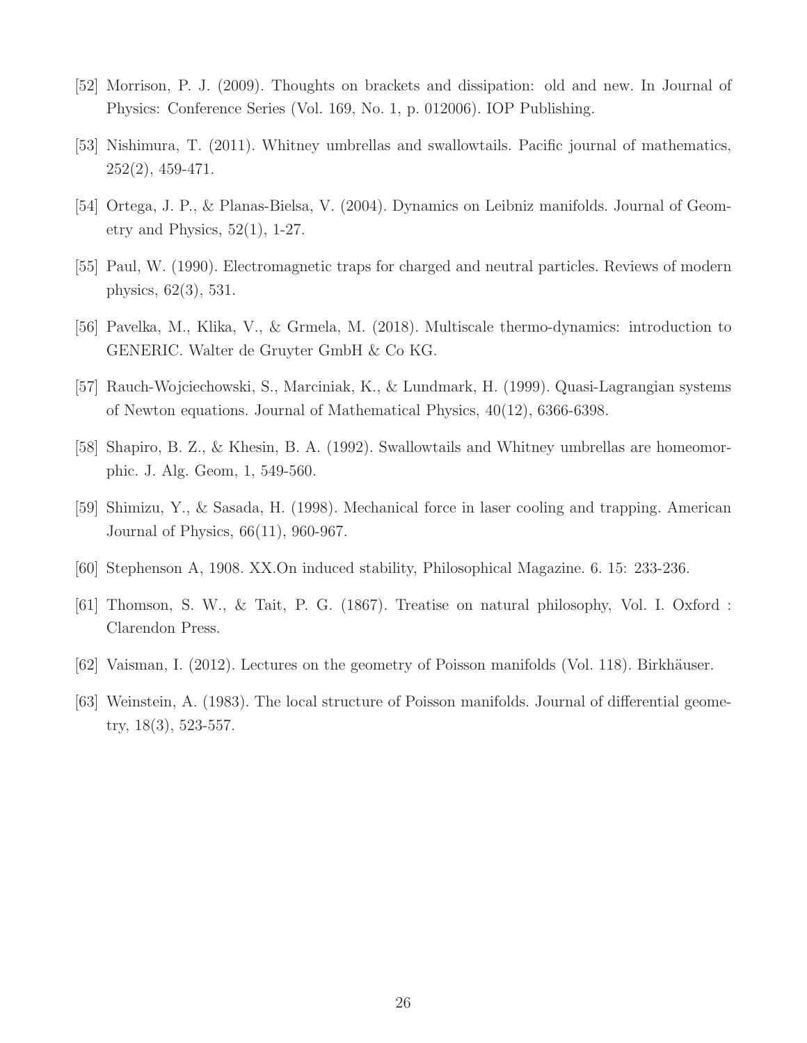[52] Morrison, P. J. (2009). Thoughts on brackets and dissipation: old and new. In Journal of Physics: Conference Series (Vol. 169, No. 1, p. 012006). IOP Publishing.

[53] Nishimura, T. (2011). Whitney umbrellas and swallowtails. Pacific journal of mathematics, 252(2), 459-471.

[54] Ortega, J. P., & Planas-Bielsa, V. (2004). Dynamics on Leibniz manifolds. Journal of Geometry and Physics, 52(1), 1-27.

[55] Paul, W. (1990). Electromagnetic traps for charged and neutral particles. Reviews of modern physics, 62(3), 531.

[56] Pavelka, M., Klika, V., & Grmela, M. (2018). Multiscale thermo-dynamics: introduction to GENERIC. Walter de Gruyter GmbH & Co KG.

[57] Rauch-Wojciechowski, S., Marciniak, K., & Lundmark, H. (1999). Quasi-Lagrangian systems of Newton equations. Journal of Mathematical Physics, 40(12), 6366-6398.

[58] Shapiro, B. Z., & Khesin, B. A. (1992). Swallowtails and Whitney umbrellas are homeomorphic. J. Alg. Geom, 1, 549-560.

[59] Shimizu, Y., & Sasada, H. (1998). Mechanical force in laser cooling and trapping. American Journal of Physics, 66(11), 960-967.

[60] Stephenson A, 1908. XX.On induced stability, Philosophical Magazine. 6. 15: 233-236.

[61] Thomson, S. W., & Tait, P. G. (1867). Treatise on natural philosophy, Vol. I. Oxford : Clarendon Press.

[62] Vaisman, I. (2012). Lectures on the geometry of Poisson manifolds (Vol. 118). Birkhäuser.

[63] Weinstein, A. (1983). The local structure of Poisson manifolds. Journal of differential geometry, 18(3), 523-557.